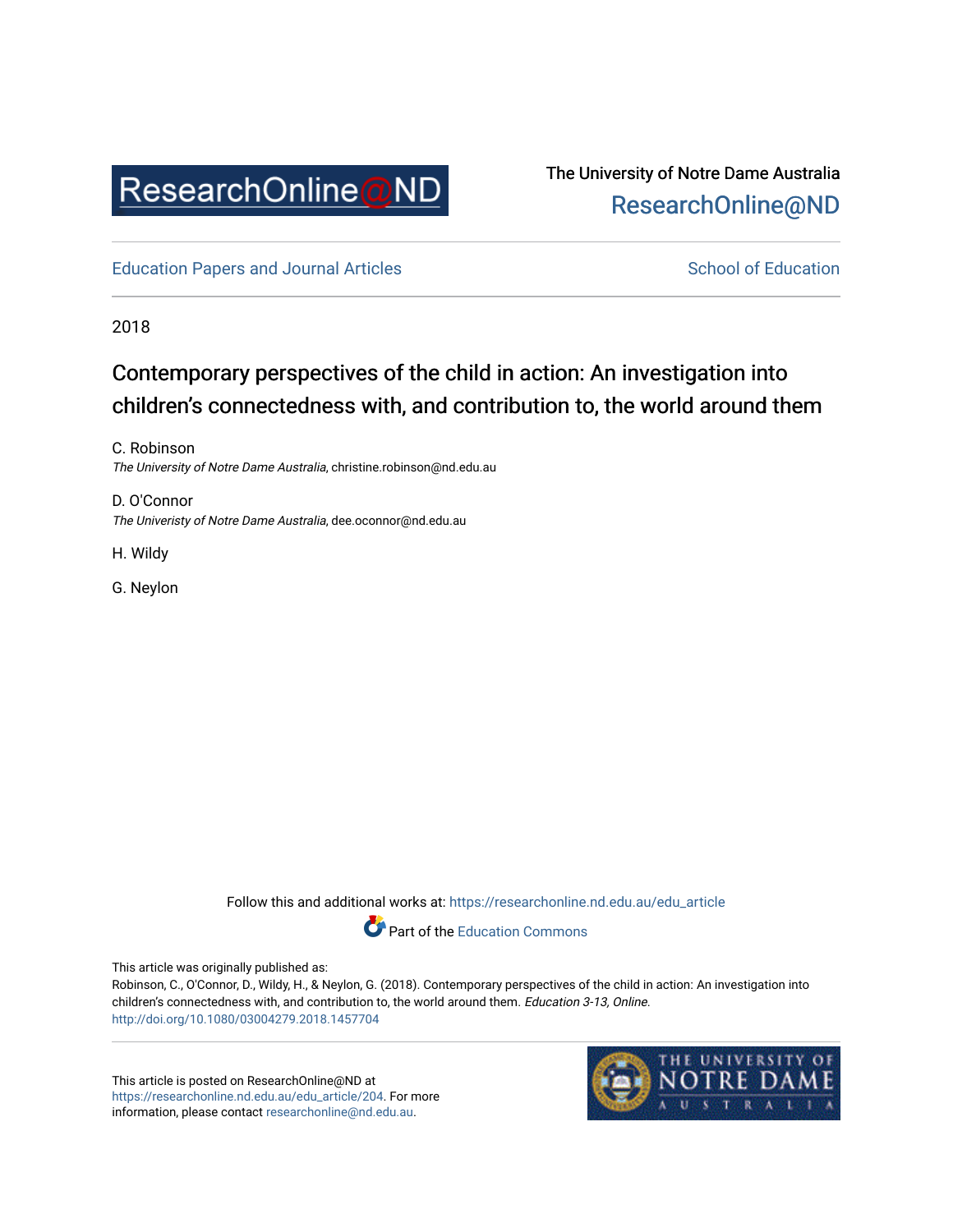ResearchOnline@ND

The University of Notre Dame Australia
ResearchOnline@ND

Education Papers and Journal Articles | School of Education

2018

# Contemporary perspectives of the child in action: An investigation into children's connectedness with, and contribution to, the world around them

C. Robinson
*The University of Notre Dame Australia*, christine.robinson@nd.edu.au

D. O'Connor
*The Univeristy of Notre Dame Australia*, dee.oconnor@nd.edu.au

H. Wildy

G. Neylon

Follow this and additional works at: https://researchonline.nd.edu.au/edu_article

Part of the Education Commons

This article was originally published as:
Robinson, C., O'Connor, D., Wildy, H., & Neylon, G. (2018). Contemporary perspectives of the child in action: An investigation into children's connectedness with, and contribution to, the world around them. *Education 3-13, Online*.
http://doi.org/10.1080/03004279.2018.1457704

This article is posted on ResearchOnline@ND at https://researchonline.nd.edu.au/edu_article/204. For more information, please contact researchonline@nd.edu.au.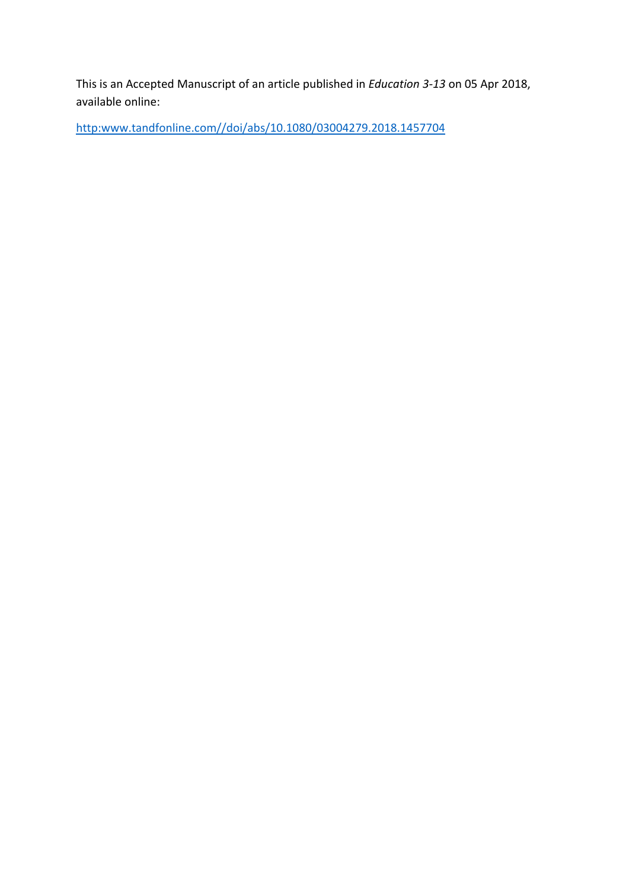This is an Accepted Manuscript of an article published in *Education 3-13* on 05 Apr 2018, available online:

http:www.tandfonline.com//doi/abs/10.1080/03004279.2018.1457704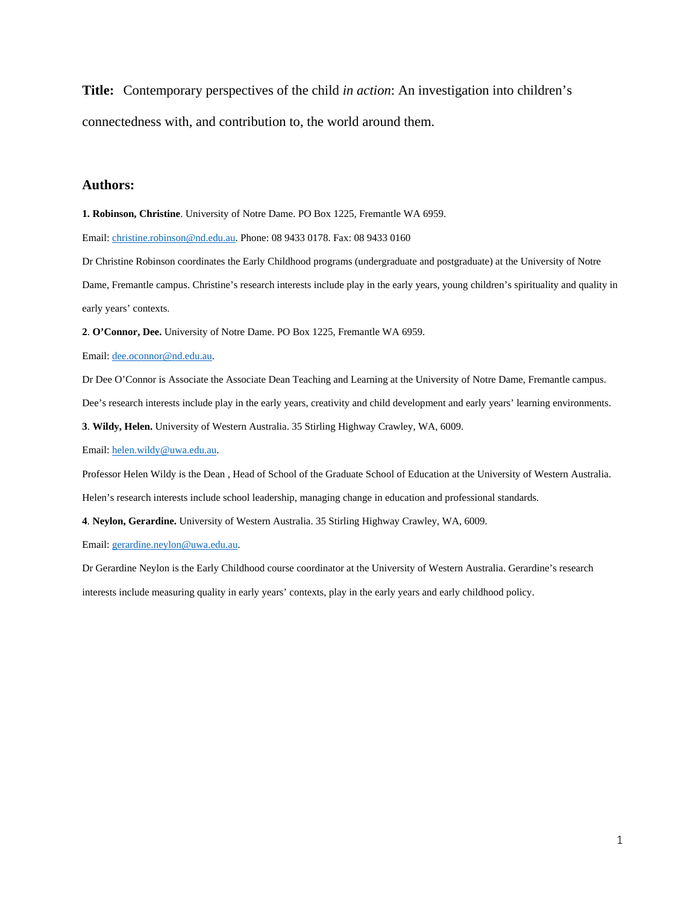**Title:** Contemporary perspectives of the child *in action*: An investigation into children's connectedness with, and contribution to, the world around them.

## Authors:

**1. Robinson, Christine**. University of Notre Dame. PO Box 1225, Fremantle WA 6959.

Email: christine.robinson@nd.edu.au. Phone: 08 9433 0178. Fax: 08 9433 0160

Dr Christine Robinson coordinates the Early Childhood programs (undergraduate and postgraduate) at the University of Notre Dame, Fremantle campus. Christine's research interests include play in the early years, young children's spirituality and quality in early years' contexts.

**2**. **O'Connor, Dee.** University of Notre Dame. PO Box 1225, Fremantle WA 6959.

Email: dee.oconnor@nd.edu.au.

Dr Dee O'Connor is Associate the Associate Dean Teaching and Learning at the University of Notre Dame, Fremantle campus. Dee's research interests include play in the early years, creativity and child development and early years' learning environments.

**3**. **Wildy, Helen.** University of Western Australia. 35 Stirling Highway Crawley, WA, 6009.

Email: helen.wildy@uwa.edu.au.

Professor Helen Wildy is the Dean , Head of School of the Graduate School of Education at the University of Western Australia. Helen's research interests include school leadership, managing change in education and professional standards.

**4**. **Neylon, Gerardine.** University of Western Australia. 35 Stirling Highway Crawley, WA, 6009.

Email: gerardine.neylon@uwa.edu.au.

Dr Gerardine Neylon is the Early Childhood course coordinator at the University of Western Australia. Gerardine's research interests include measuring quality in early years' contexts, play in the early years and early childhood policy.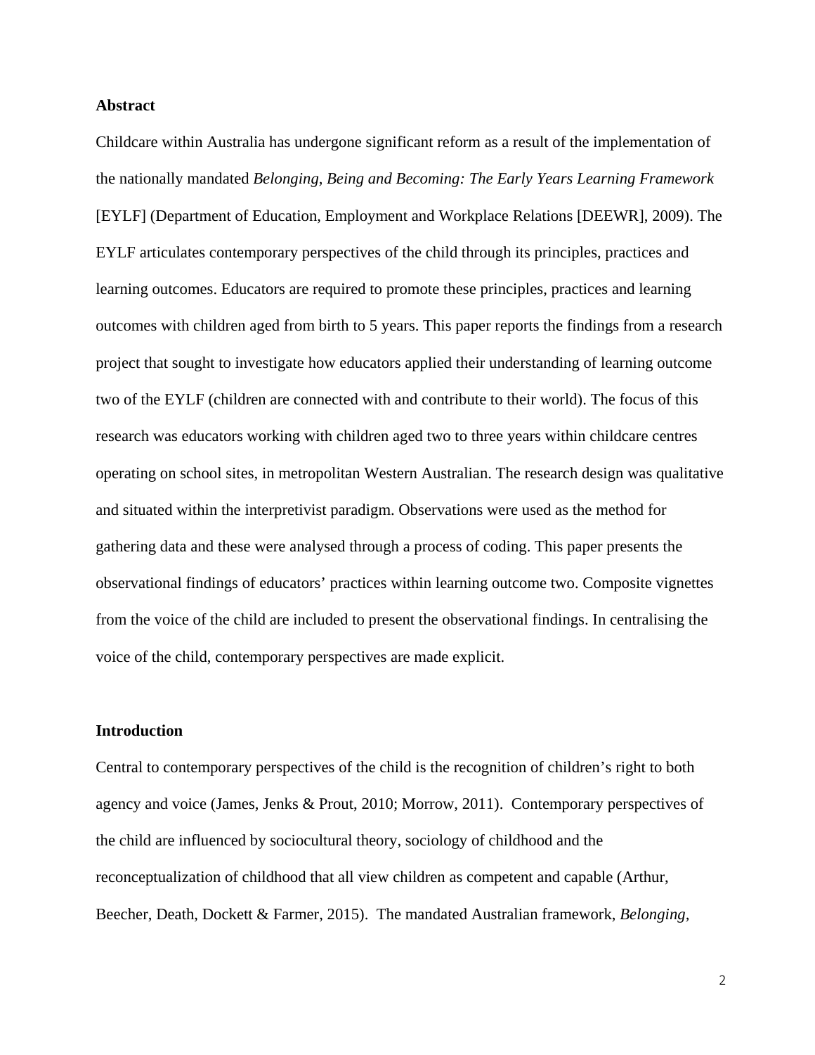**Abstract**

Childcare within Australia has undergone significant reform as a result of the implementation of the nationally mandated *Belonging, Being and Becoming: The Early Years Learning Framework* [EYLF] (Department of Education, Employment and Workplace Relations [DEEWR], 2009). The EYLF articulates contemporary perspectives of the child through its principles, practices and learning outcomes. Educators are required to promote these principles, practices and learning outcomes with children aged from birth to 5 years. This paper reports the findings from a research project that sought to investigate how educators applied their understanding of learning outcome two of the EYLF (children are connected with and contribute to their world). The focus of this research was educators working with children aged two to three years within childcare centres operating on school sites, in metropolitan Western Australian. The research design was qualitative and situated within the interpretivist paradigm. Observations were used as the method for gathering data and these were analysed through a process of coding. This paper presents the observational findings of educators' practices within learning outcome two. Composite vignettes from the voice of the child are included to present the observational findings. In centralising the voice of the child, contemporary perspectives are made explicit.

**Introduction**

Central to contemporary perspectives of the child is the recognition of children's right to both agency and voice (James, Jenks & Prout, 2010; Morrow, 2011). Contemporary perspectives of the child are influenced by sociocultural theory, sociology of childhood and the reconceptualization of childhood that all view children as competent and capable (Arthur, Beecher, Death, Dockett & Farmer, 2015). The mandated Australian framework, *Belonging,*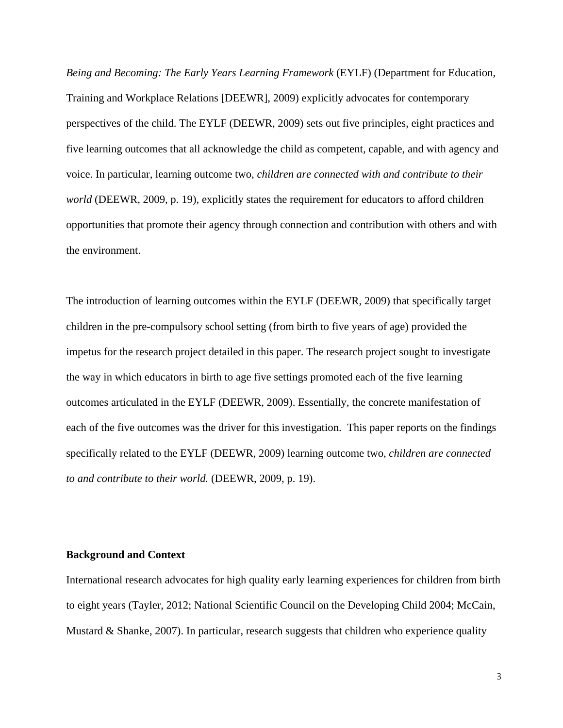*Being and Becoming: The Early Years Learning Framework* (EYLF) (Department for Education, Training and Workplace Relations [DEEWR], 2009) explicitly advocates for contemporary perspectives of the child. The EYLF (DEEWR, 2009) sets out five principles, eight practices and five learning outcomes that all acknowledge the child as competent, capable, and with agency and voice. In particular, learning outcome two, *children are connected with and contribute to their world* (DEEWR, 2009, p. 19), explicitly states the requirement for educators to afford children opportunities that promote their agency through connection and contribution with others and with the environment.

The introduction of learning outcomes within the EYLF (DEEWR, 2009) that specifically target children in the pre-compulsory school setting (from birth to five years of age) provided the impetus for the research project detailed in this paper. The research project sought to investigate the way in which educators in birth to age five settings promoted each of the five learning outcomes articulated in the EYLF (DEEWR, 2009). Essentially, the concrete manifestation of each of the five outcomes was the driver for this investigation. This paper reports on the findings specifically related to the EYLF (DEEWR, 2009) learning outcome two, *children are connected to and contribute to their world.* (DEEWR, 2009, p. 19).

**Background and Context**

International research advocates for high quality early learning experiences for children from birth to eight years (Tayler, 2012; National Scientific Council on the Developing Child 2004; McCain, Mustard & Shanke, 2007). In particular, research suggests that children who experience quality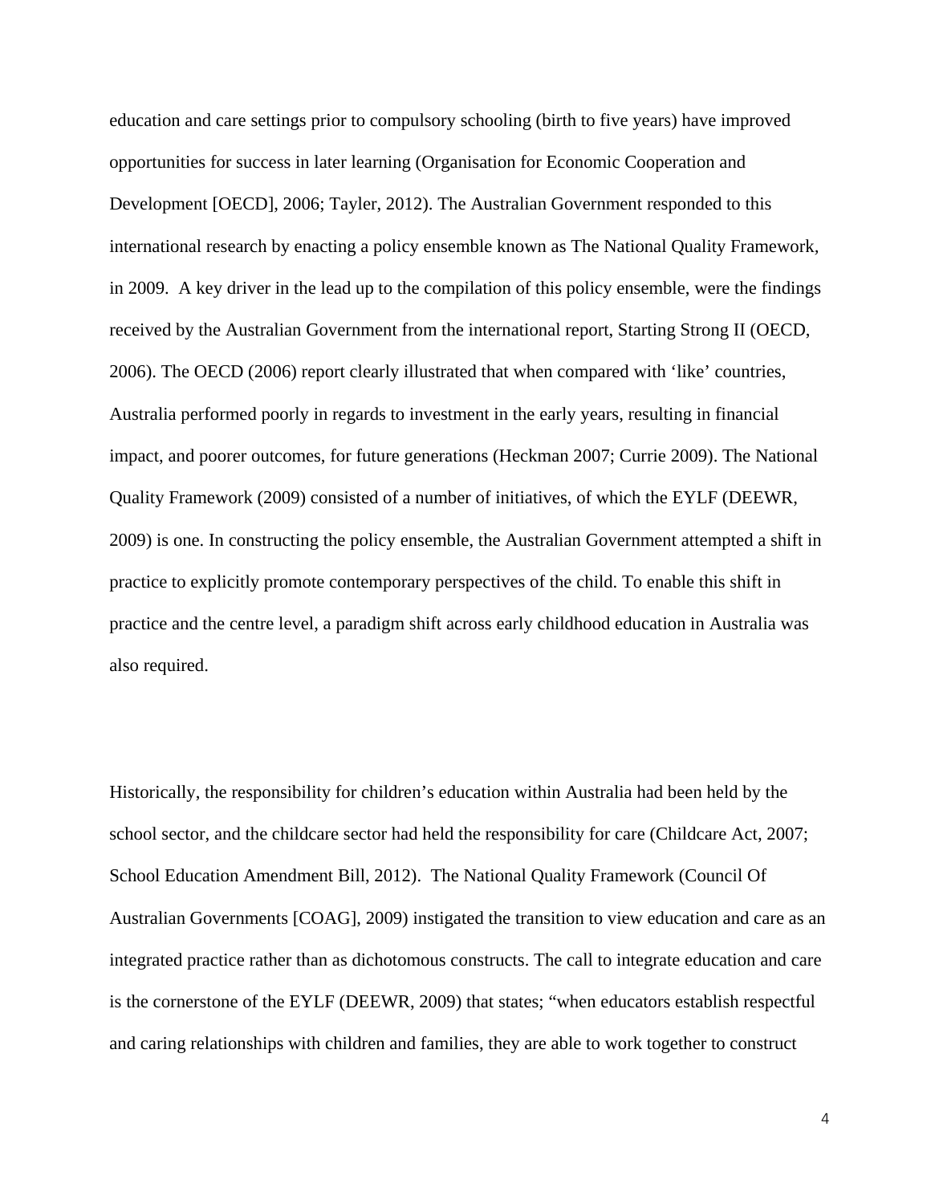education and care settings prior to compulsory schooling (birth to five years) have improved opportunities for success in later learning (Organisation for Economic Cooperation and Development [OECD], 2006; Tayler, 2012). The Australian Government responded to this international research by enacting a policy ensemble known as The National Quality Framework, in 2009. A key driver in the lead up to the compilation of this policy ensemble, were the findings received by the Australian Government from the international report, Starting Strong II (OECD, 2006). The OECD (2006) report clearly illustrated that when compared with 'like' countries, Australia performed poorly in regards to investment in the early years, resulting in financial impact, and poorer outcomes, for future generations (Heckman 2007; Currie 2009). The National Quality Framework (2009) consisted of a number of initiatives, of which the EYLF (DEEWR, 2009) is one. In constructing the policy ensemble, the Australian Government attempted a shift in practice to explicitly promote contemporary perspectives of the child. To enable this shift in practice and the centre level, a paradigm shift across early childhood education in Australia was also required.

Historically, the responsibility for children's education within Australia had been held by the school sector, and the childcare sector had held the responsibility for care (Childcare Act, 2007; School Education Amendment Bill, 2012). The National Quality Framework (Council Of Australian Governments [COAG], 2009) instigated the transition to view education and care as an integrated practice rather than as dichotomous constructs. The call to integrate education and care is the cornerstone of the EYLF (DEEWR, 2009) that states; "when educators establish respectful and caring relationships with children and families, they are able to work together to construct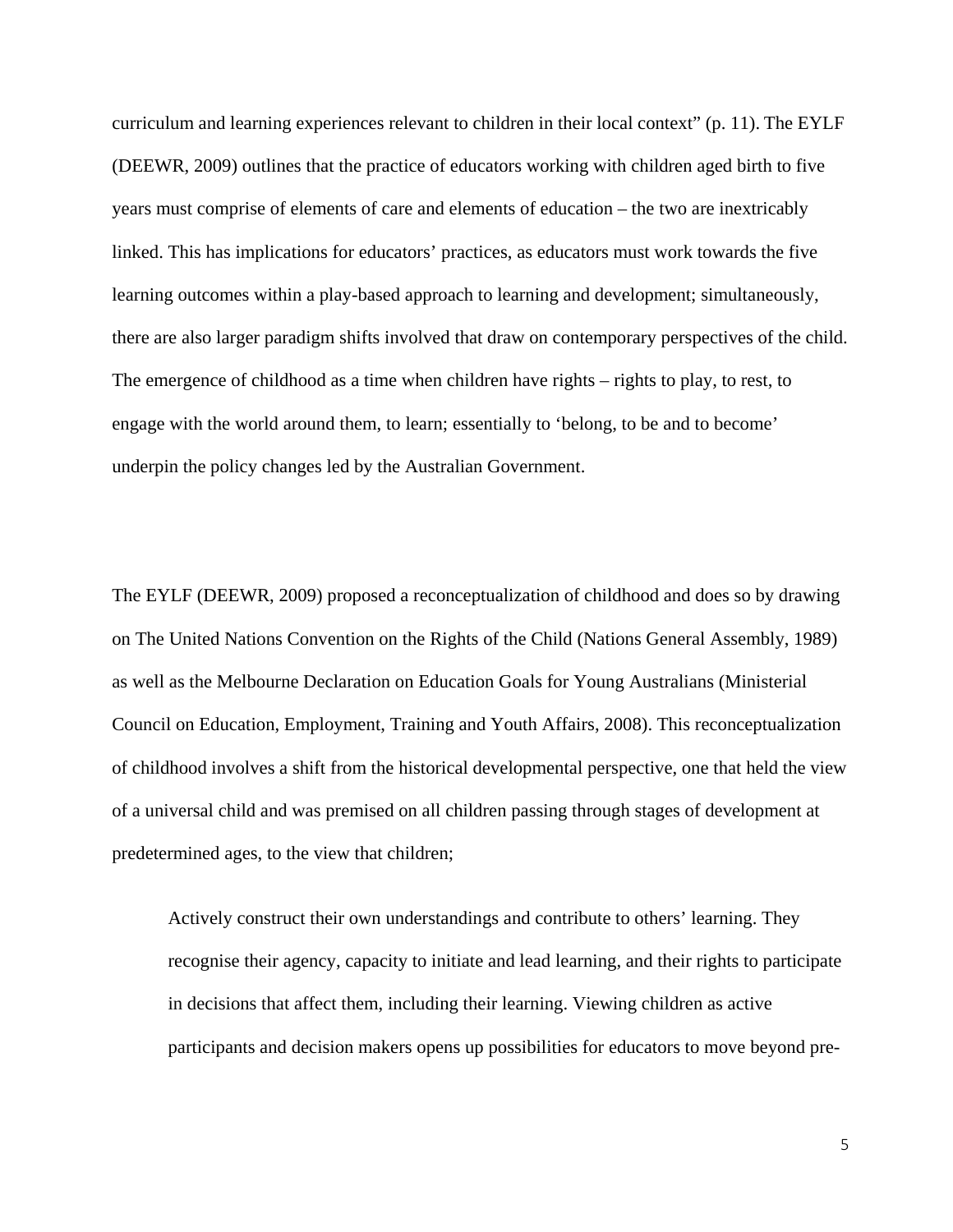curriculum and learning experiences relevant to children in their local context" (p. 11). The EYLF (DEEWR, 2009) outlines that the practice of educators working with children aged birth to five years must comprise of elements of care and elements of education – the two are inextricably linked. This has implications for educators' practices, as educators must work towards the five learning outcomes within a play-based approach to learning and development; simultaneously, there are also larger paradigm shifts involved that draw on contemporary perspectives of the child. The emergence of childhood as a time when children have rights – rights to play, to rest, to engage with the world around them, to learn; essentially to 'belong, to be and to become' underpin the policy changes led by the Australian Government.

The EYLF (DEEWR, 2009) proposed a reconceptualization of childhood and does so by drawing on The United Nations Convention on the Rights of the Child (Nations General Assembly, 1989) as well as the Melbourne Declaration on Education Goals for Young Australians (Ministerial Council on Education, Employment, Training and Youth Affairs, 2008). This reconceptualization of childhood involves a shift from the historical developmental perspective, one that held the view of a universal child and was premised on all children passing through stages of development at predetermined ages, to the view that children;

> Actively construct their own understandings and contribute to others' learning. They recognise their agency, capacity to initiate and lead learning, and their rights to participate in decisions that affect them, including their learning. Viewing children as active participants and decision makers opens up possibilities for educators to move beyond pre-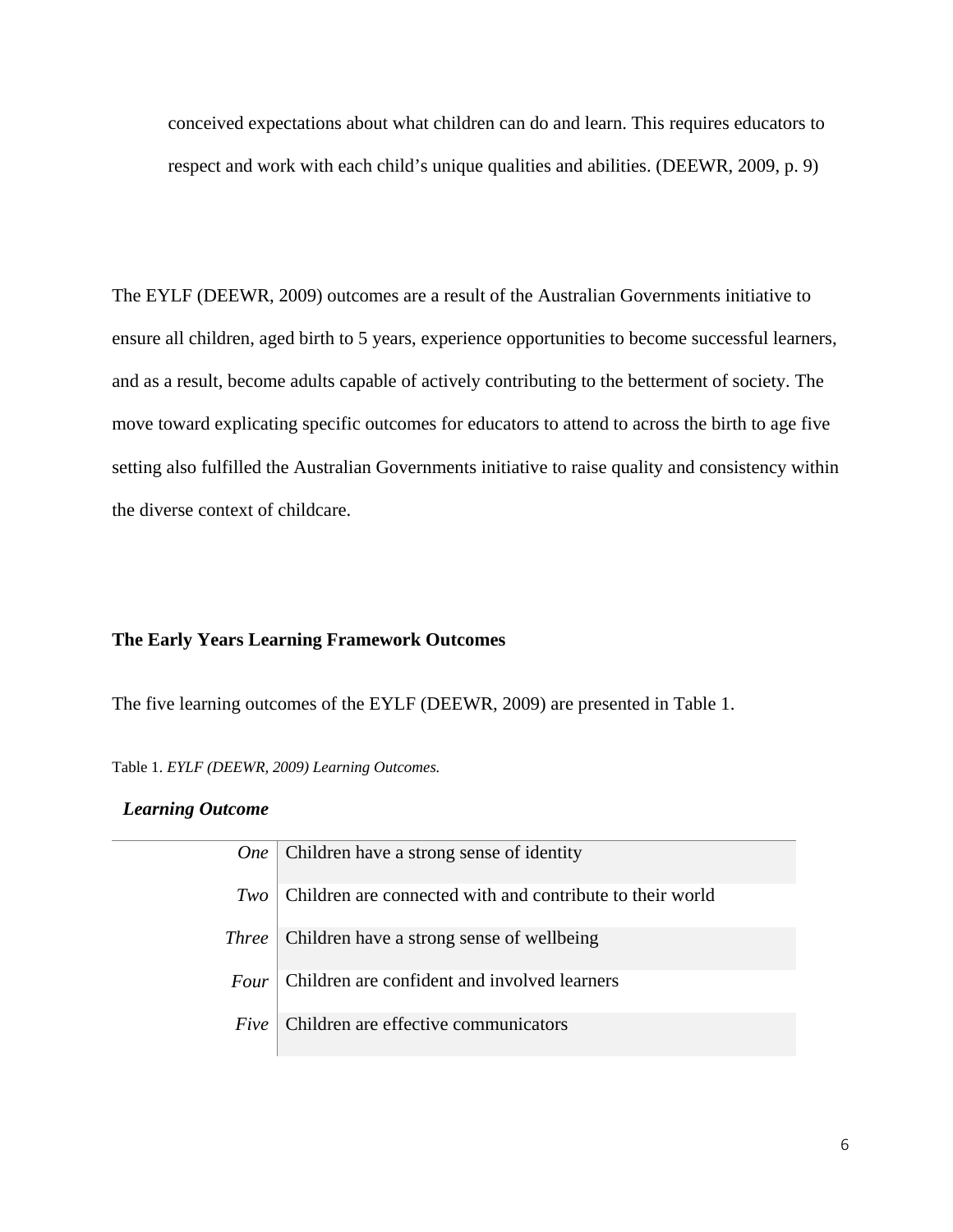> conceived expectations about what children can do and learn. This requires educators to respect and work with each child's unique qualities and abilities. (DEEWR, 2009, p. 9)

The EYLF (DEEWR, 2009) outcomes are a result of the Australian Governments initiative to ensure all children, aged birth to 5 years, experience opportunities to become successful learners, and as a result, become adults capable of actively contributing to the betterment of society. The move toward explicating specific outcomes for educators to attend to across the birth to age five setting also fulfilled the Australian Governments initiative to raise quality and consistency within the diverse context of childcare.

## The Early Years Learning Framework Outcomes

The five learning outcomes of the EYLF (DEEWR, 2009) are presented in Table 1.

Table 1. *EYLF (DEEWR, 2009) Learning Outcomes.*

| ***Learning Outcome*** | |
|---|---|
| *One* | Children have a strong sense of identity |
| *Two* | Children are connected with and contribute to their world |
| *Three* | Children have a strong sense of wellbeing |
| *Four* | Children are confident and involved learners |
| *Five* | Children are effective communicators |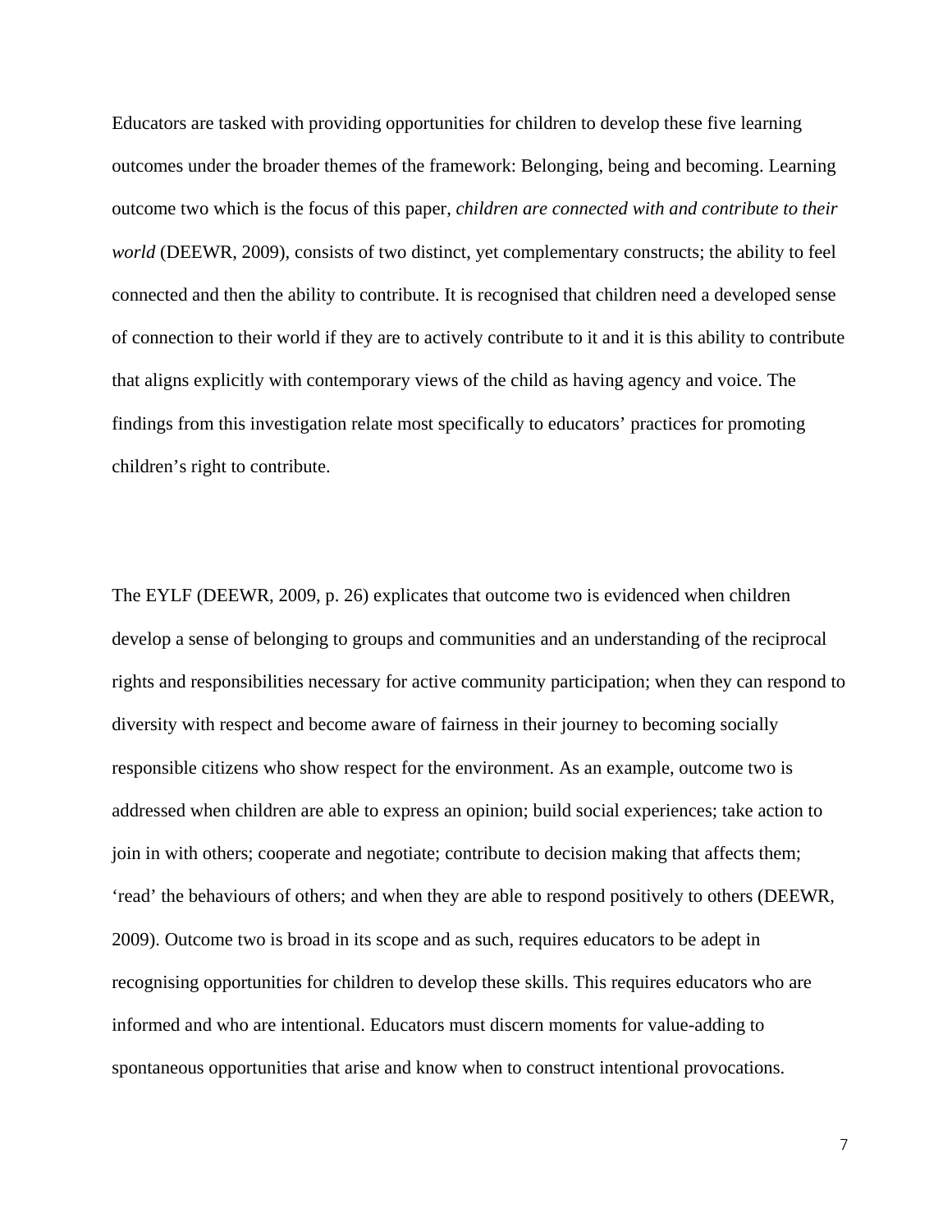Educators are tasked with providing opportunities for children to develop these five learning outcomes under the broader themes of the framework: Belonging, being and becoming. Learning outcome two which is the focus of this paper, *children are connected with and contribute to their world* (DEEWR, 2009), consists of two distinct, yet complementary constructs; the ability to feel connected and then the ability to contribute. It is recognised that children need a developed sense of connection to their world if they are to actively contribute to it and it is this ability to contribute that aligns explicitly with contemporary views of the child as having agency and voice. The findings from this investigation relate most specifically to educators' practices for promoting children's right to contribute.

The EYLF (DEEWR, 2009, p. 26) explicates that outcome two is evidenced when children develop a sense of belonging to groups and communities and an understanding of the reciprocal rights and responsibilities necessary for active community participation; when they can respond to diversity with respect and become aware of fairness in their journey to becoming socially responsible citizens who show respect for the environment. As an example, outcome two is addressed when children are able to express an opinion; build social experiences; take action to join in with others; cooperate and negotiate; contribute to decision making that affects them; 'read' the behaviours of others; and when they are able to respond positively to others (DEEWR, 2009). Outcome two is broad in its scope and as such, requires educators to be adept in recognising opportunities for children to develop these skills. This requires educators who are informed and who are intentional. Educators must discern moments for value-adding to spontaneous opportunities that arise and know when to construct intentional provocations.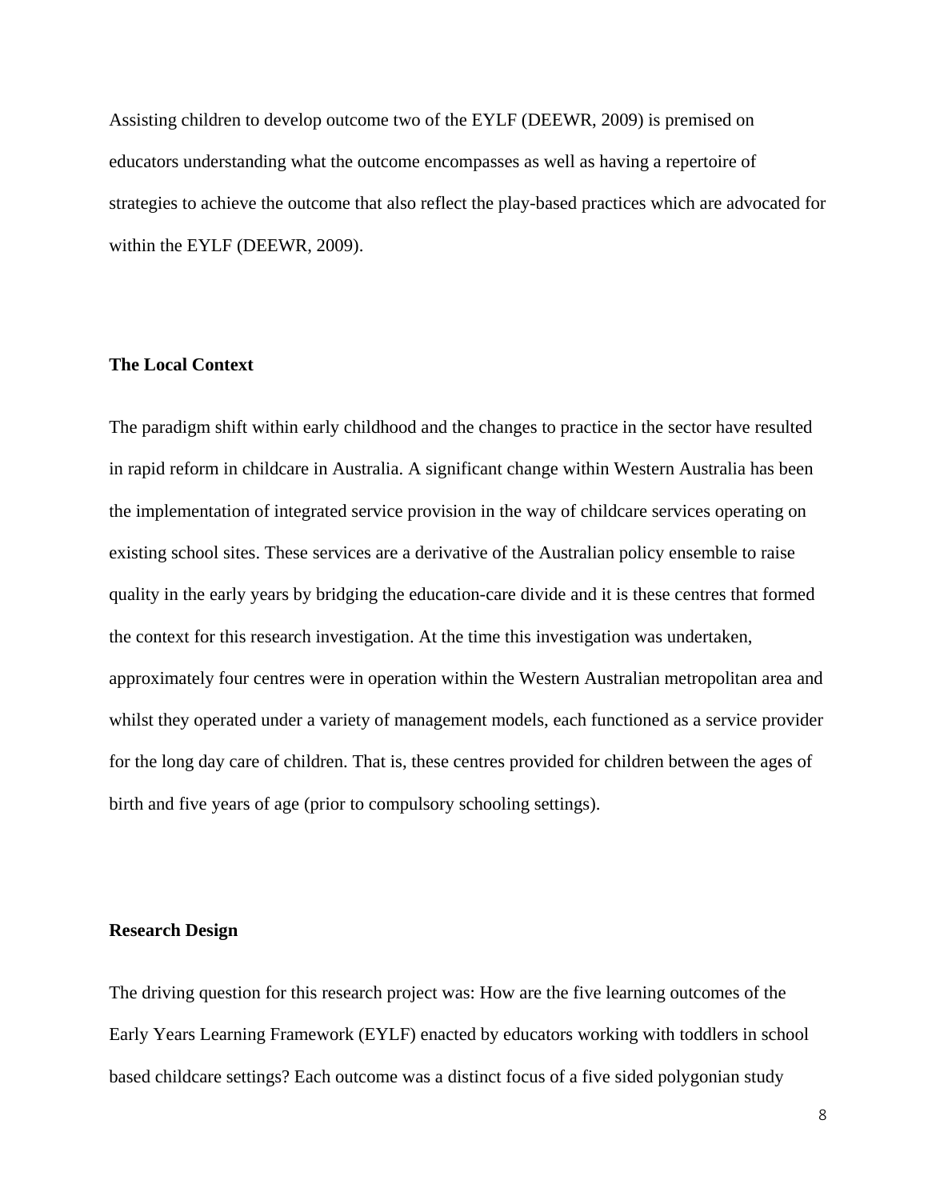Assisting children to develop outcome two of the EYLF (DEEWR, 2009) is premised on educators understanding what the outcome encompasses as well as having a repertoire of strategies to achieve the outcome that also reflect the play-based practices which are advocated for within the EYLF (DEEWR, 2009).

## The Local Context

The paradigm shift within early childhood and the changes to practice in the sector have resulted in rapid reform in childcare in Australia. A significant change within Western Australia has been the implementation of integrated service provision in the way of childcare services operating on existing school sites. These services are a derivative of the Australian policy ensemble to raise quality in the early years by bridging the education-care divide and it is these centres that formed the context for this research investigation. At the time this investigation was undertaken, approximately four centres were in operation within the Western Australian metropolitan area and whilst they operated under a variety of management models, each functioned as a service provider for the long day care of children. That is, these centres provided for children between the ages of birth and five years of age (prior to compulsory schooling settings).

## Research Design

The driving question for this research project was: How are the five learning outcomes of the Early Years Learning Framework (EYLF) enacted by educators working with toddlers in school based childcare settings? Each outcome was a distinct focus of a five sided polygonian study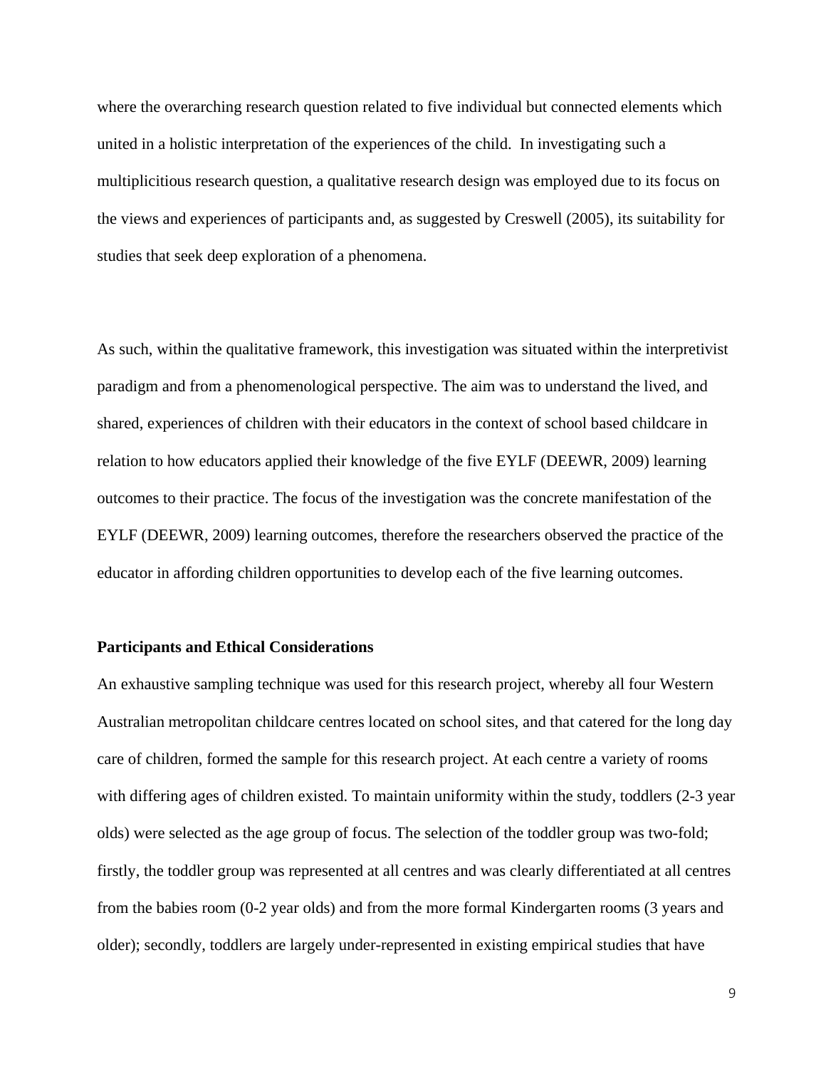where the overarching research question related to five individual but connected elements which united in a holistic interpretation of the experiences of the child. In investigating such a multiplicitious research question, a qualitative research design was employed due to its focus on the views and experiences of participants and, as suggested by Creswell (2005), its suitability for studies that seek deep exploration of a phenomena.

As such, within the qualitative framework, this investigation was situated within the interpretivist paradigm and from a phenomenological perspective. The aim was to understand the lived, and shared, experiences of children with their educators in the context of school based childcare in relation to how educators applied their knowledge of the five EYLF (DEEWR, 2009) learning outcomes to their practice. The focus of the investigation was the concrete manifestation of the EYLF (DEEWR, 2009) learning outcomes, therefore the researchers observed the practice of the educator in affording children opportunities to develop each of the five learning outcomes.

**Participants and Ethical Considerations**

An exhaustive sampling technique was used for this research project, whereby all four Western Australian metropolitan childcare centres located on school sites, and that catered for the long day care of children, formed the sample for this research project. At each centre a variety of rooms with differing ages of children existed. To maintain uniformity within the study, toddlers (2-3 year olds) were selected as the age group of focus. The selection of the toddler group was two-fold; firstly, the toddler group was represented at all centres and was clearly differentiated at all centres from the babies room (0-2 year olds) and from the more formal Kindergarten rooms (3 years and older); secondly, toddlers are largely under-represented in existing empirical studies that have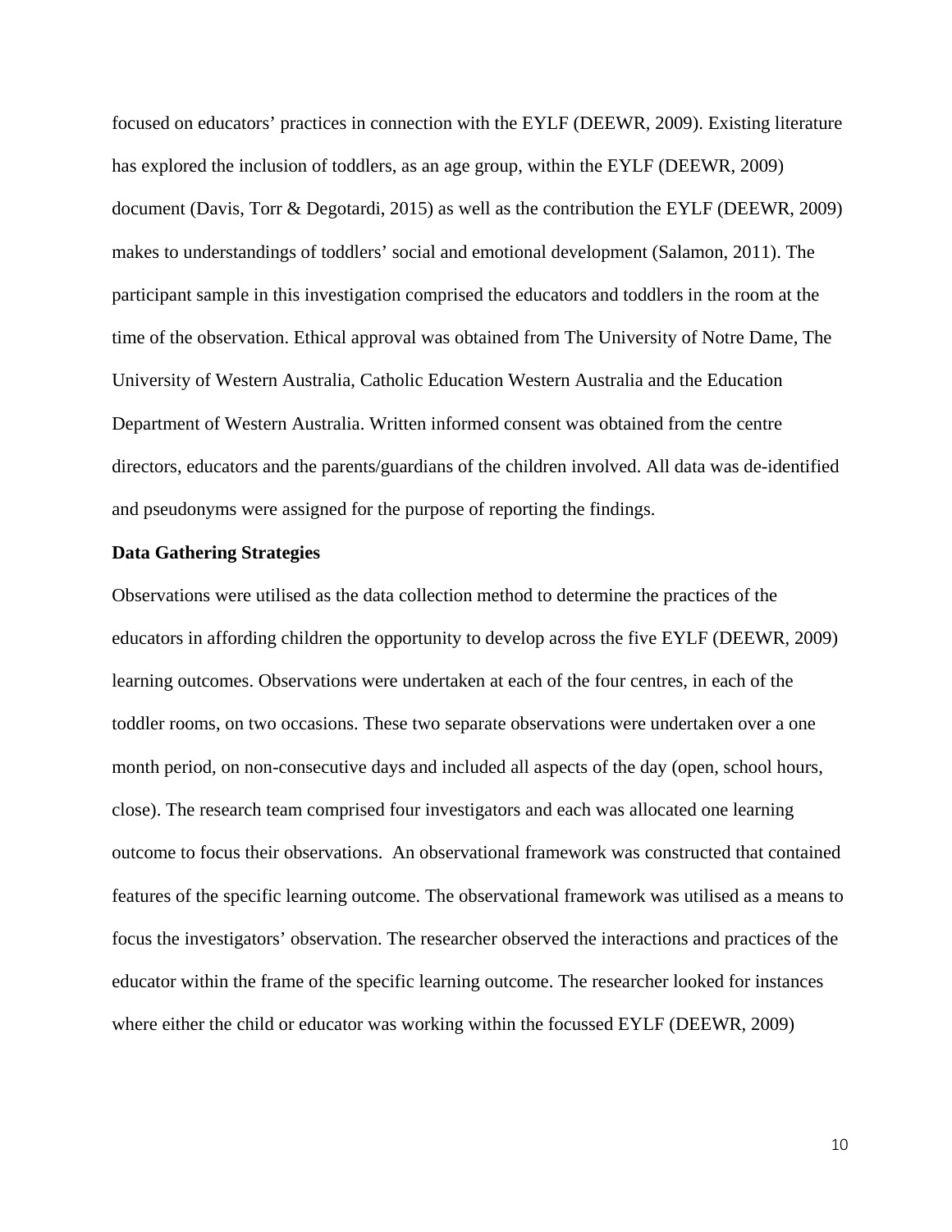focused on educators' practices in connection with the EYLF (DEEWR, 2009). Existing literature has explored the inclusion of toddlers, as an age group, within the EYLF (DEEWR, 2009) document (Davis, Torr & Degotardi, 2015) as well as the contribution the EYLF (DEEWR, 2009) makes to understandings of toddlers' social and emotional development (Salamon, 2011). The participant sample in this investigation comprised the educators and toddlers in the room at the time of the observation. Ethical approval was obtained from The University of Notre Dame, The University of Western Australia, Catholic Education Western Australia and the Education Department of Western Australia. Written informed consent was obtained from the centre directors, educators and the parents/guardians of the children involved. All data was de-identified and pseudonyms were assigned for the purpose of reporting the findings.

**Data Gathering Strategies**

Observations were utilised as the data collection method to determine the practices of the educators in affording children the opportunity to develop across the five EYLF (DEEWR, 2009) learning outcomes. Observations were undertaken at each of the four centres, in each of the toddler rooms, on two occasions. These two separate observations were undertaken over a one month period, on non-consecutive days and included all aspects of the day (open, school hours, close). The research team comprised four investigators and each was allocated one learning outcome to focus their observations.  An observational framework was constructed that contained features of the specific learning outcome. The observational framework was utilised as a means to focus the investigators' observation. The researcher observed the interactions and practices of the educator within the frame of the specific learning outcome. The researcher looked for instances where either the child or educator was working within the focussed EYLF (DEEWR, 2009)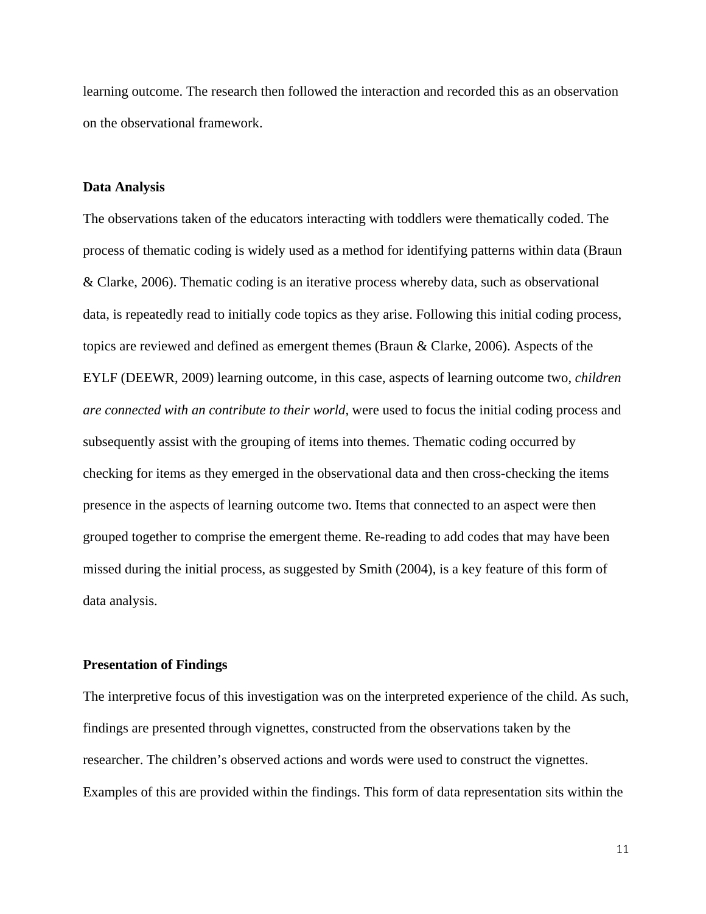learning outcome. The research then followed the interaction and recorded this as an observation on the observational framework.

**Data Analysis**

The observations taken of the educators interacting with toddlers were thematically coded. The process of thematic coding is widely used as a method for identifying patterns within data (Braun & Clarke, 2006). Thematic coding is an iterative process whereby data, such as observational data, is repeatedly read to initially code topics as they arise. Following this initial coding process, topics are reviewed and defined as emergent themes (Braun & Clarke, 2006). Aspects of the EYLF (DEEWR, 2009) learning outcome, in this case, aspects of learning outcome two, *children are connected with an contribute to their world*, were used to focus the initial coding process and subsequently assist with the grouping of items into themes. Thematic coding occurred by checking for items as they emerged in the observational data and then cross-checking the items presence in the aspects of learning outcome two. Items that connected to an aspect were then grouped together to comprise the emergent theme. Re-reading to add codes that may have been missed during the initial process, as suggested by Smith (2004), is a key feature of this form of data analysis.

**Presentation of Findings**

The interpretive focus of this investigation was on the interpreted experience of the child. As such, findings are presented through vignettes, constructed from the observations taken by the researcher. The children's observed actions and words were used to construct the vignettes. Examples of this are provided within the findings. This form of data representation sits within the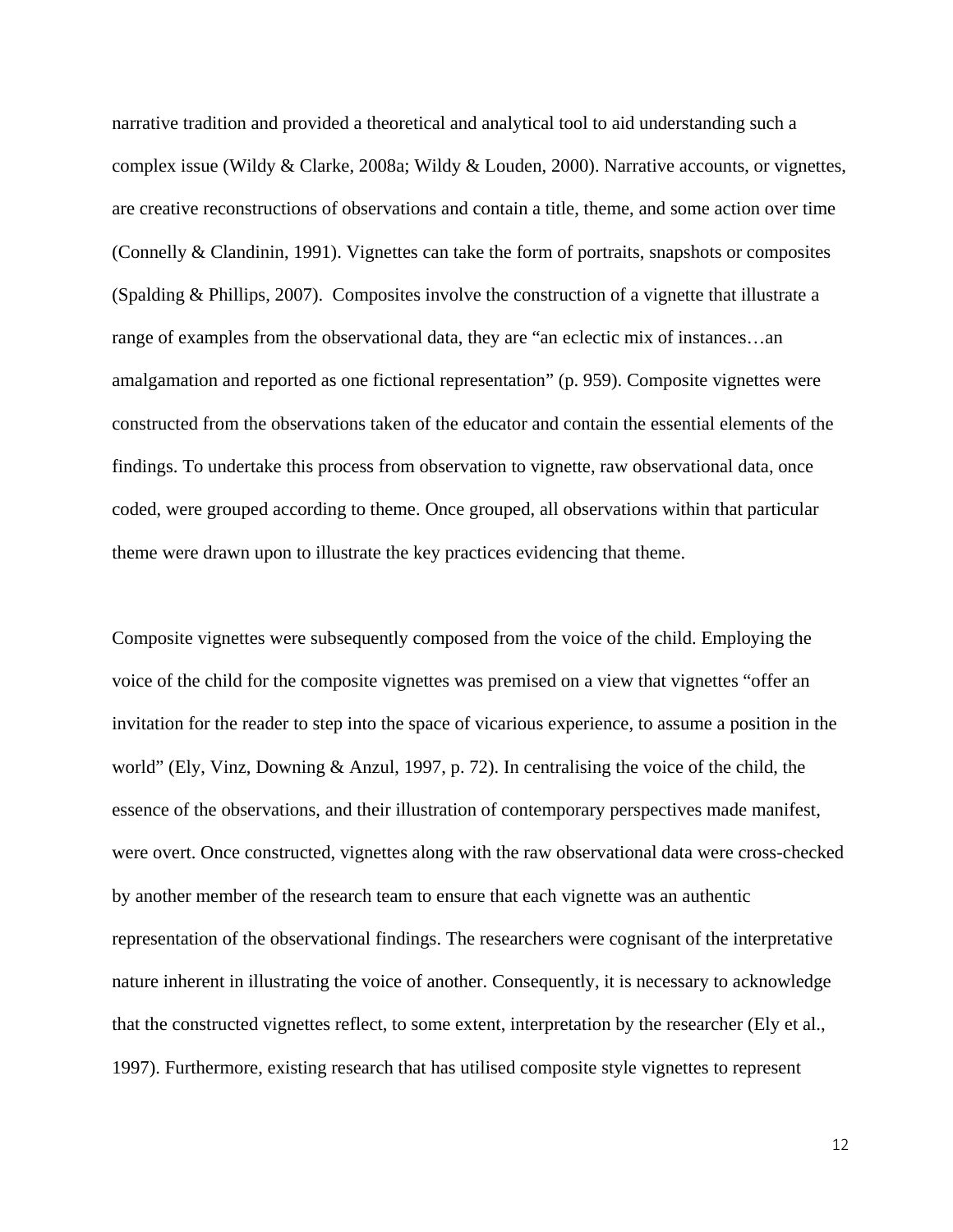narrative tradition and provided a theoretical and analytical tool to aid understanding such a complex issue (Wildy & Clarke, 2008a; Wildy & Louden, 2000). Narrative accounts, or vignettes, are creative reconstructions of observations and contain a title, theme, and some action over time (Connelly & Clandinin, 1991). Vignettes can take the form of portraits, snapshots or composites (Spalding & Phillips, 2007). Composites involve the construction of a vignette that illustrate a range of examples from the observational data, they are "an eclectic mix of instances…an amalgamation and reported as one fictional representation" (p. 959). Composite vignettes were constructed from the observations taken of the educator and contain the essential elements of the findings. To undertake this process from observation to vignette, raw observational data, once coded, were grouped according to theme. Once grouped, all observations within that particular theme were drawn upon to illustrate the key practices evidencing that theme.

Composite vignettes were subsequently composed from the voice of the child. Employing the voice of the child for the composite vignettes was premised on a view that vignettes "offer an invitation for the reader to step into the space of vicarious experience, to assume a position in the world" (Ely, Vinz, Downing & Anzul, 1997, p. 72). In centralising the voice of the child, the essence of the observations, and their illustration of contemporary perspectives made manifest, were overt. Once constructed, vignettes along with the raw observational data were cross-checked by another member of the research team to ensure that each vignette was an authentic representation of the observational findings. The researchers were cognisant of the interpretative nature inherent in illustrating the voice of another. Consequently, it is necessary to acknowledge that the constructed vignettes reflect, to some extent, interpretation by the researcher (Ely et al., 1997). Furthermore, existing research that has utilised composite style vignettes to represent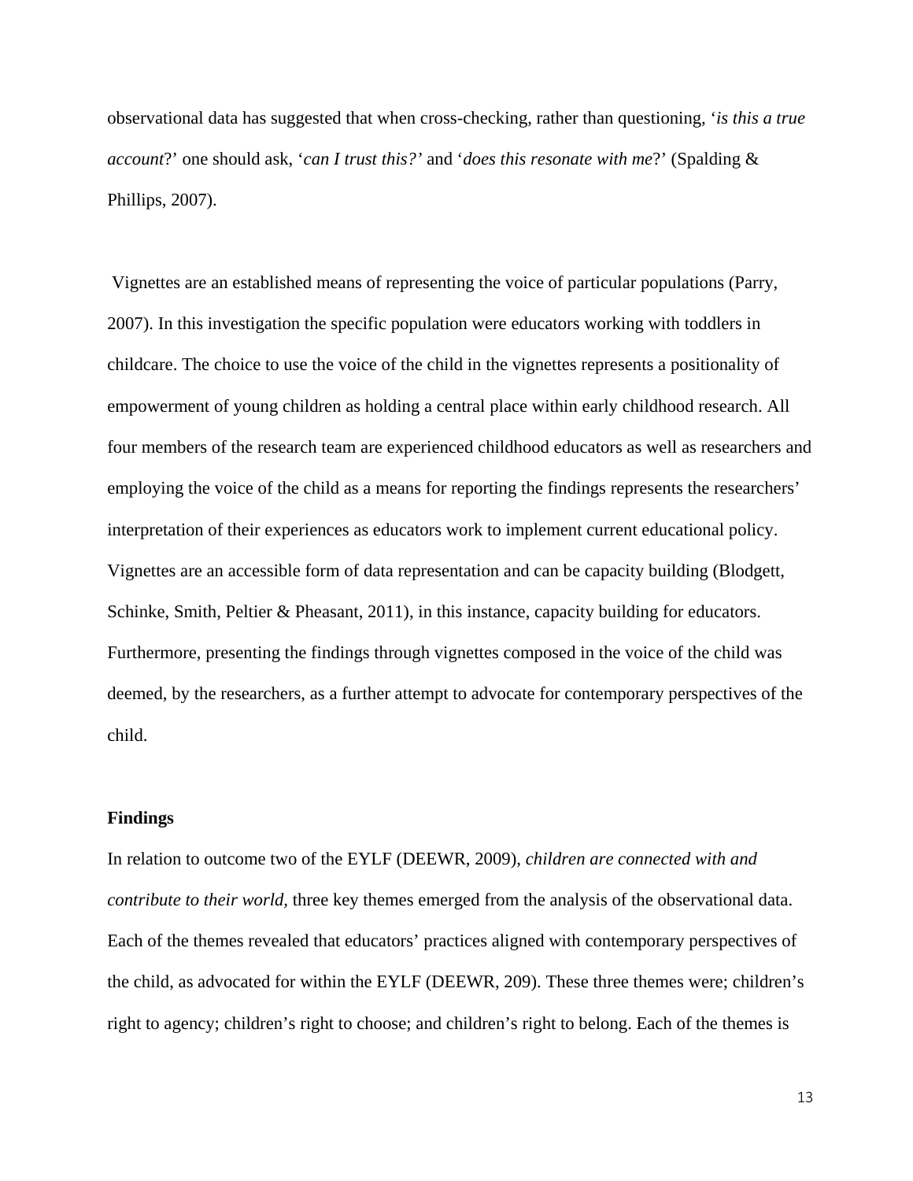observational data has suggested that when cross-checking, rather than questioning, '*is this a true account*?' one should ask, '*can I trust this?'* and '*does this resonate with me*?' (Spalding & Phillips, 2007).

Vignettes are an established means of representing the voice of particular populations (Parry, 2007). In this investigation the specific population were educators working with toddlers in childcare. The choice to use the voice of the child in the vignettes represents a positionality of empowerment of young children as holding a central place within early childhood research. All four members of the research team are experienced childhood educators as well as researchers and employing the voice of the child as a means for reporting the findings represents the researchers' interpretation of their experiences as educators work to implement current educational policy. Vignettes are an accessible form of data representation and can be capacity building (Blodgett, Schinke, Smith, Peltier & Pheasant, 2011), in this instance, capacity building for educators. Furthermore, presenting the findings through vignettes composed in the voice of the child was deemed, by the researchers, as a further attempt to advocate for contemporary perspectives of the child.

**Findings**

In relation to outcome two of the EYLF (DEEWR, 2009), *children are connected with and contribute to their world,* three key themes emerged from the analysis of the observational data. Each of the themes revealed that educators' practices aligned with contemporary perspectives of the child, as advocated for within the EYLF (DEEWR, 209). These three themes were; children's right to agency; children's right to choose; and children's right to belong. Each of the themes is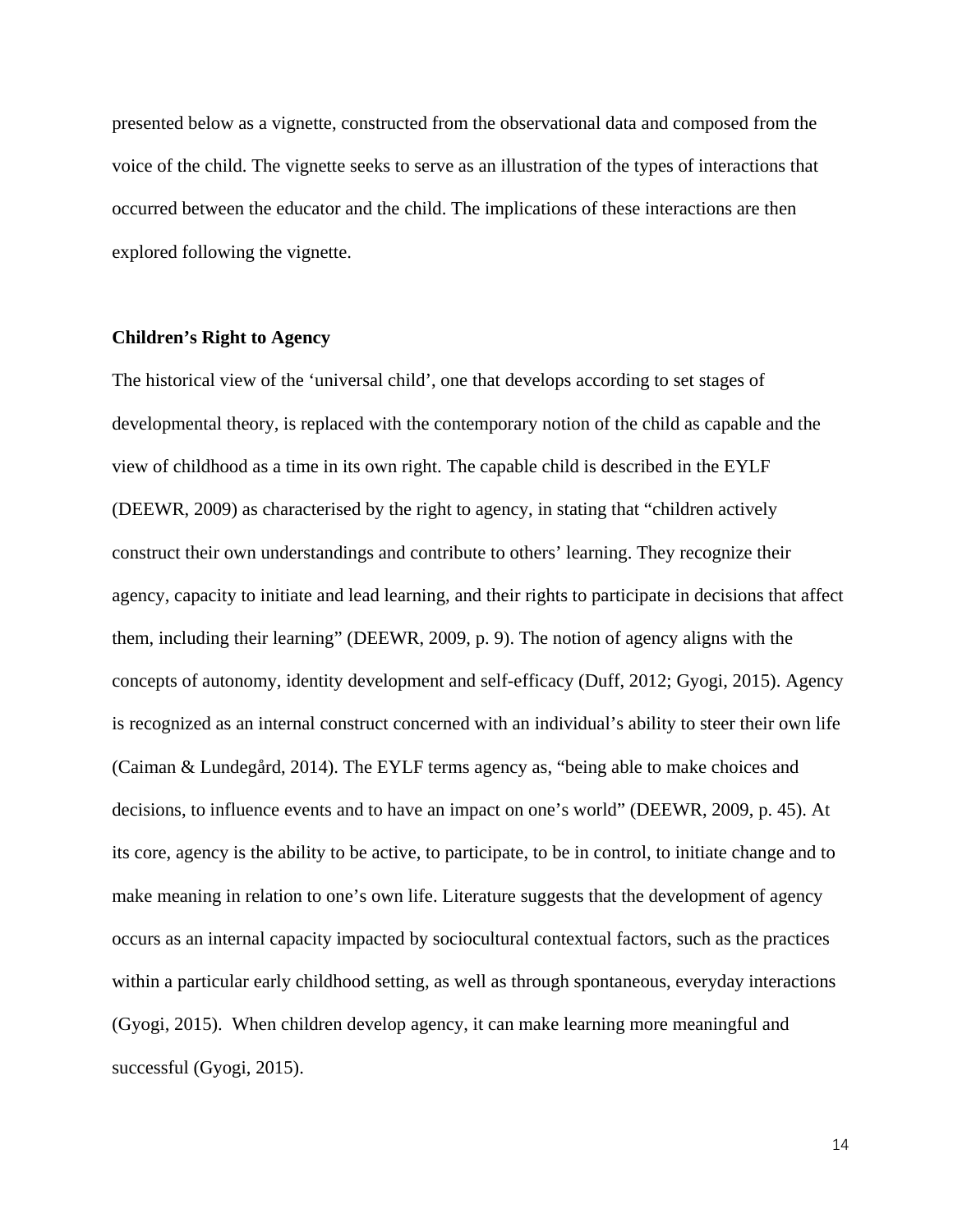presented below as a vignette, constructed from the observational data and composed from the voice of the child. The vignette seeks to serve as an illustration of the types of interactions that occurred between the educator and the child. The implications of these interactions are then explored following the vignette.

**Children's Right to Agency**

The historical view of the 'universal child', one that develops according to set stages of developmental theory, is replaced with the contemporary notion of the child as capable and the view of childhood as a time in its own right. The capable child is described in the EYLF (DEEWR, 2009) as characterised by the right to agency, in stating that "children actively construct their own understandings and contribute to others' learning. They recognize their agency, capacity to initiate and lead learning, and their rights to participate in decisions that affect them, including their learning" (DEEWR, 2009, p. 9). The notion of agency aligns with the concepts of autonomy, identity development and self-efficacy (Duff, 2012; Gyogi, 2015). Agency is recognized as an internal construct concerned with an individual's ability to steer their own life (Caiman & Lundegård, 2014). The EYLF terms agency as, "being able to make choices and decisions, to influence events and to have an impact on one's world" (DEEWR, 2009, p. 45). At its core, agency is the ability to be active, to participate, to be in control, to initiate change and to make meaning in relation to one's own life. Literature suggests that the development of agency occurs as an internal capacity impacted by sociocultural contextual factors, such as the practices within a particular early childhood setting, as well as through spontaneous, everyday interactions (Gyogi, 2015). When children develop agency, it can make learning more meaningful and successful (Gyogi, 2015).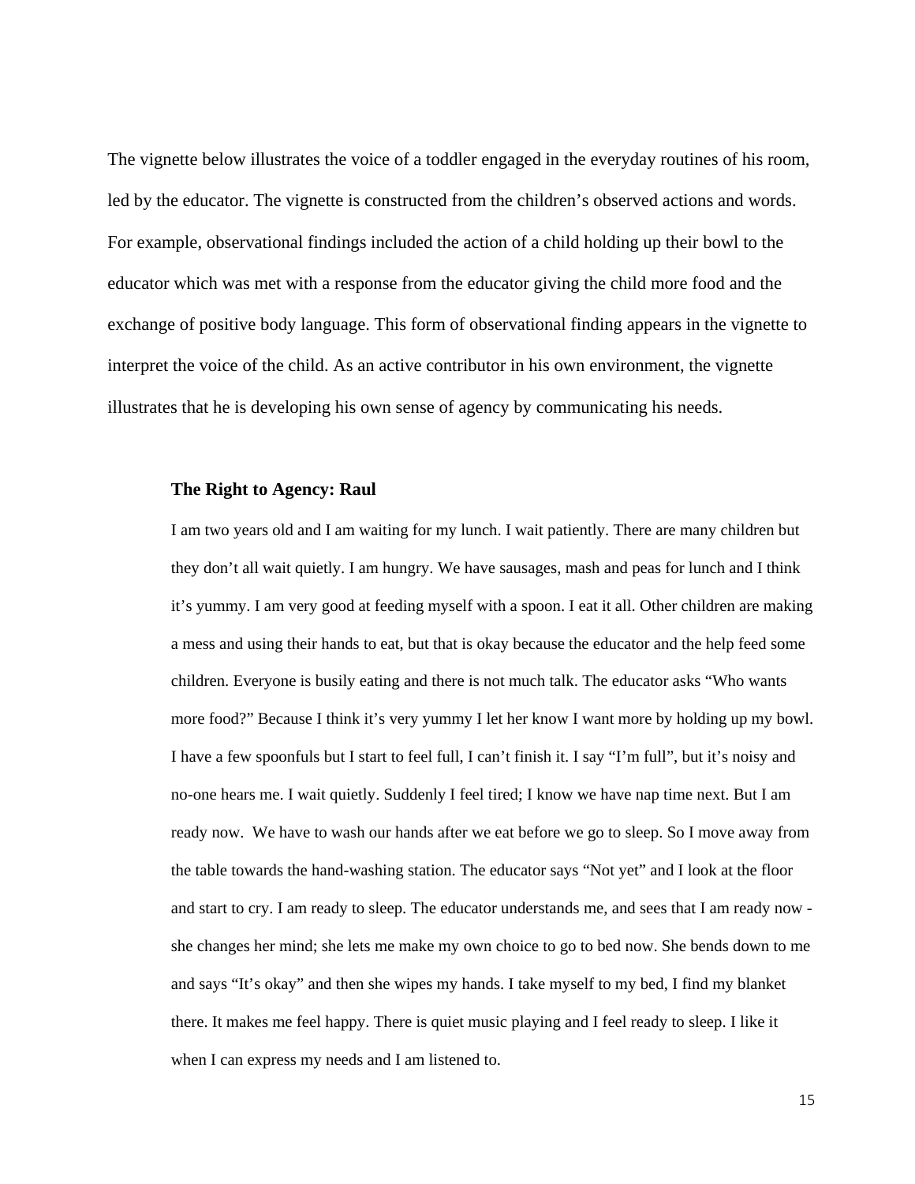The vignette below illustrates the voice of a toddler engaged in the everyday routines of his room, led by the educator. The vignette is constructed from the children's observed actions and words. For example, observational findings included the action of a child holding up their bowl to the educator which was met with a response from the educator giving the child more food and the exchange of positive body language. This form of observational finding appears in the vignette to interpret the voice of the child. As an active contributor in his own environment, the vignette illustrates that he is developing his own sense of agency by communicating his needs.

**The Right to Agency: Raul**

> I am two years old and I am waiting for my lunch. I wait patiently. There are many children but they don't all wait quietly. I am hungry. We have sausages, mash and peas for lunch and I think it's yummy. I am very good at feeding myself with a spoon. I eat it all. Other children are making a mess and using their hands to eat, but that is okay because the educator and the help feed some children. Everyone is busily eating and there is not much talk. The educator asks "Who wants more food?" Because I think it's very yummy I let her know I want more by holding up my bowl. I have a few spoonfuls but I start to feel full, I can't finish it. I say "I'm full", but it's noisy and no-one hears me. I wait quietly. Suddenly I feel tired; I know we have nap time next. But I am ready now. We have to wash our hands after we eat before we go to sleep. So I move away from the table towards the hand-washing station. The educator says "Not yet" and I look at the floor and start to cry. I am ready to sleep. The educator understands me, and sees that I am ready now - she changes her mind; she lets me make my own choice to go to bed now. She bends down to me and says "It's okay" and then she wipes my hands. I take myself to my bed, I find my blanket there. It makes me feel happy. There is quiet music playing and I feel ready to sleep. I like it when I can express my needs and I am listened to.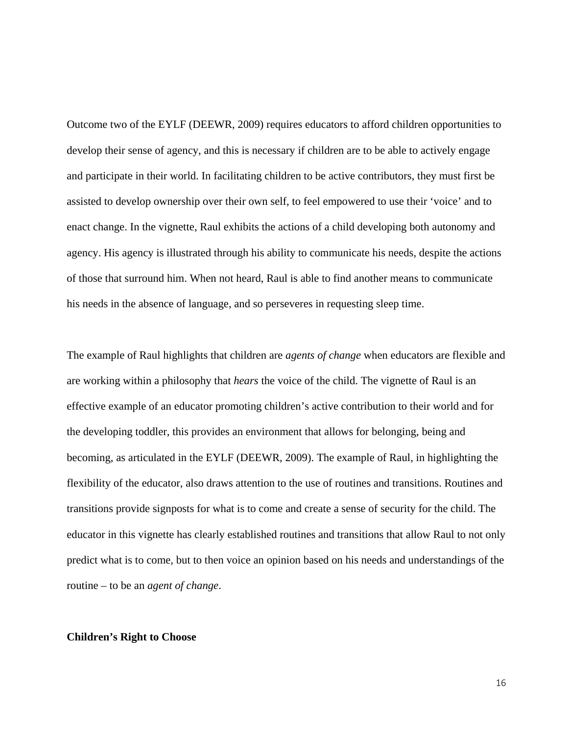Outcome two of the EYLF (DEEWR, 2009) requires educators to afford children opportunities to develop their sense of agency, and this is necessary if children are to be able to actively engage and participate in their world. In facilitating children to be active contributors, they must first be assisted to develop ownership over their own self, to feel empowered to use their 'voice' and to enact change. In the vignette, Raul exhibits the actions of a child developing both autonomy and agency. His agency is illustrated through his ability to communicate his needs, despite the actions of those that surround him. When not heard, Raul is able to find another means to communicate his needs in the absence of language, and so perseveres in requesting sleep time.

The example of Raul highlights that children are *agents of change* when educators are flexible and are working within a philosophy that *hears* the voice of the child. The vignette of Raul is an effective example of an educator promoting children's active contribution to their world and for the developing toddler, this provides an environment that allows for belonging, being and becoming, as articulated in the EYLF (DEEWR, 2009). The example of Raul, in highlighting the flexibility of the educator, also draws attention to the use of routines and transitions. Routines and transitions provide signposts for what is to come and create a sense of security for the child. The educator in this vignette has clearly established routines and transitions that allow Raul to not only predict what is to come, but to then voice an opinion based on his needs and understandings of the routine – to be an *agent of change*.

**Children's Right to Choose**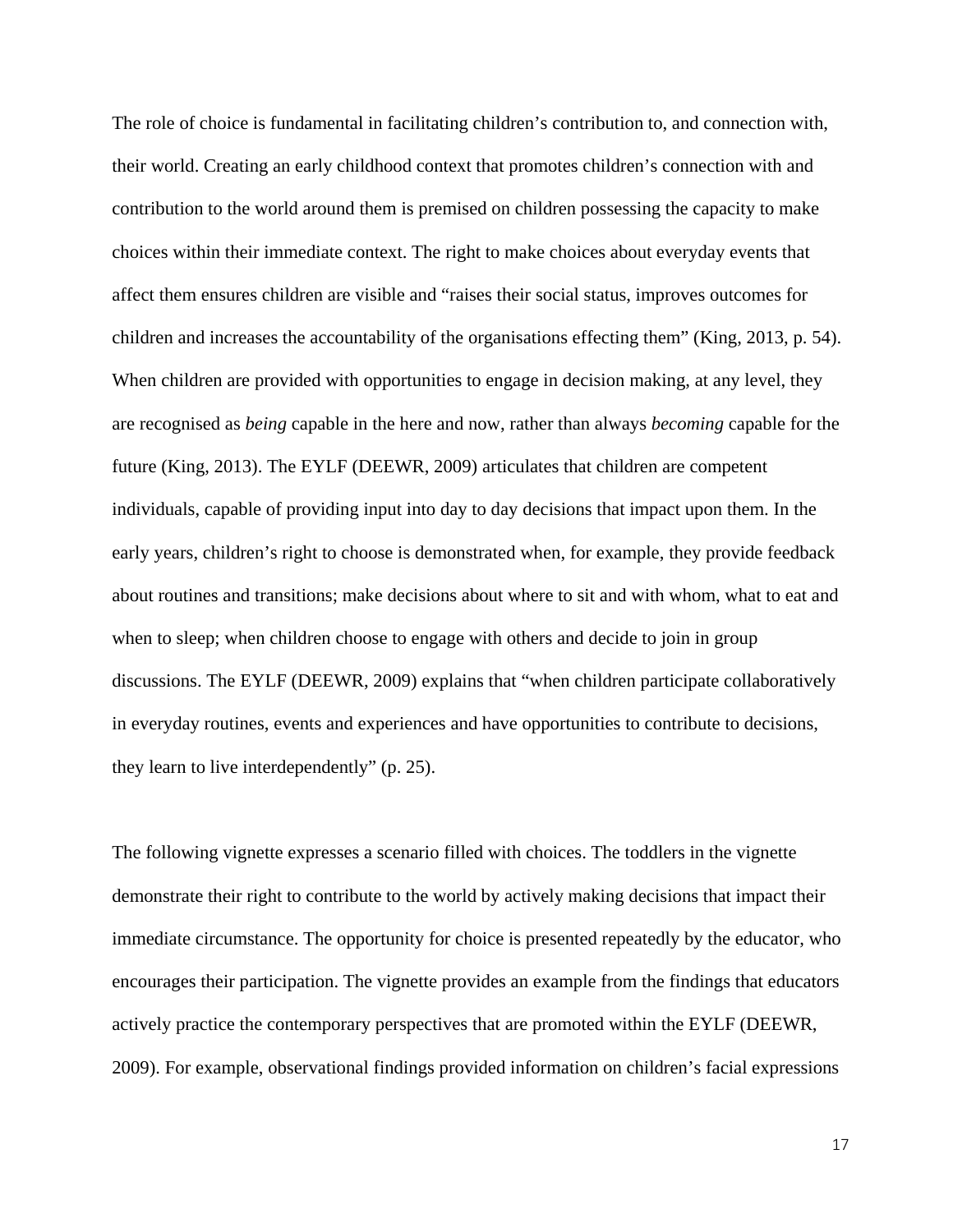The role of choice is fundamental in facilitating children's contribution to, and connection with, their world. Creating an early childhood context that promotes children's connection with and contribution to the world around them is premised on children possessing the capacity to make choices within their immediate context. The right to make choices about everyday events that affect them ensures children are visible and "raises their social status, improves outcomes for children and increases the accountability of the organisations effecting them" (King, 2013, p. 54). When children are provided with opportunities to engage in decision making, at any level, they are recognised as *being* capable in the here and now, rather than always *becoming* capable for the future (King, 2013). The EYLF (DEEWR, 2009) articulates that children are competent individuals, capable of providing input into day to day decisions that impact upon them. In the early years, children's right to choose is demonstrated when, for example, they provide feedback about routines and transitions; make decisions about where to sit and with whom, what to eat and when to sleep; when children choose to engage with others and decide to join in group discussions. The EYLF (DEEWR, 2009) explains that "when children participate collaboratively in everyday routines, events and experiences and have opportunities to contribute to decisions, they learn to live interdependently" (p. 25).

The following vignette expresses a scenario filled with choices. The toddlers in the vignette demonstrate their right to contribute to the world by actively making decisions that impact their immediate circumstance. The opportunity for choice is presented repeatedly by the educator, who encourages their participation. The vignette provides an example from the findings that educators actively practice the contemporary perspectives that are promoted within the EYLF (DEEWR, 2009). For example, observational findings provided information on children's facial expressions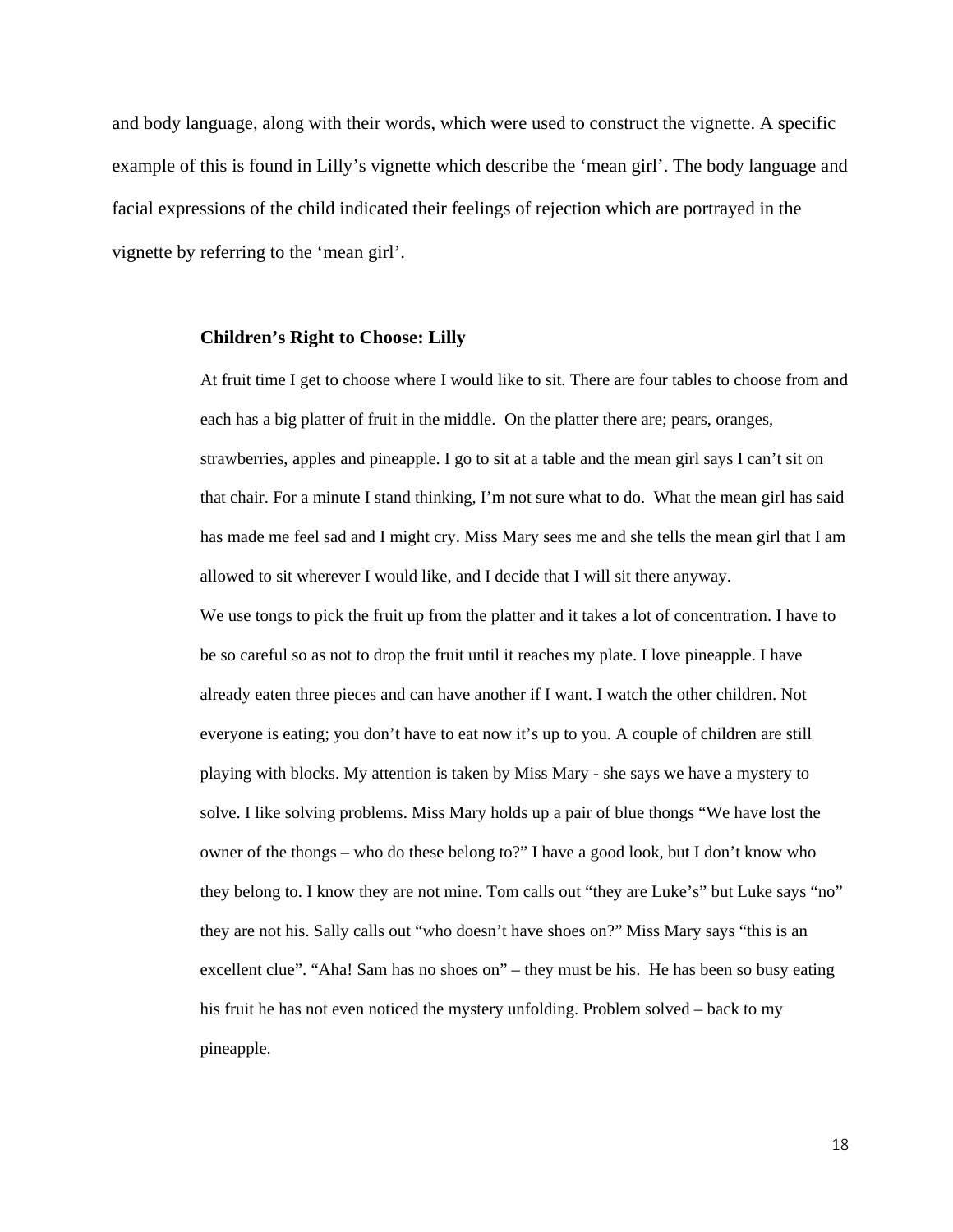and body language, along with their words, which were used to construct the vignette. A specific example of this is found in Lilly's vignette which describe the 'mean girl'. The body language and facial expressions of the child indicated their feelings of rejection which are portrayed in the vignette by referring to the 'mean girl'.

**Children's Right to Choose: Lilly**

At fruit time I get to choose where I would like to sit. There are four tables to choose from and each has a big platter of fruit in the middle. On the platter there are; pears, oranges, strawberries, apples and pineapple. I go to sit at a table and the mean girl says I can't sit on that chair. For a minute I stand thinking, I'm not sure what to do. What the mean girl has said has made me feel sad and I might cry. Miss Mary sees me and she tells the mean girl that I am allowed to sit wherever I would like, and I decide that I will sit there anyway.

We use tongs to pick the fruit up from the platter and it takes a lot of concentration. I have to be so careful so as not to drop the fruit until it reaches my plate. I love pineapple. I have already eaten three pieces and can have another if I want. I watch the other children. Not everyone is eating; you don't have to eat now it's up to you. A couple of children are still playing with blocks. My attention is taken by Miss Mary - she says we have a mystery to solve. I like solving problems. Miss Mary holds up a pair of blue thongs "We have lost the owner of the thongs – who do these belong to?" I have a good look, but I don't know who they belong to. I know they are not mine. Tom calls out "they are Luke's" but Luke says "no" they are not his. Sally calls out "who doesn't have shoes on?" Miss Mary says "this is an excellent clue". "Aha! Sam has no shoes on" – they must be his. He has been so busy eating his fruit he has not even noticed the mystery unfolding. Problem solved – back to my pineapple.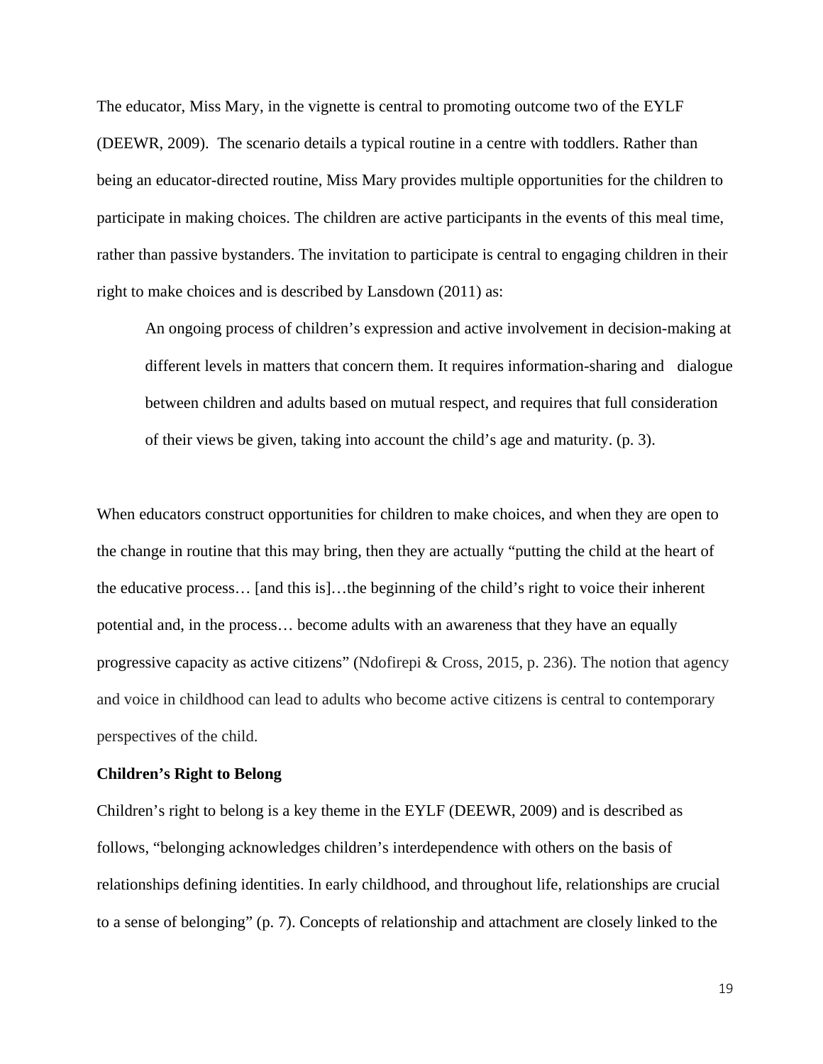The educator, Miss Mary, in the vignette is central to promoting outcome two of the EYLF (DEEWR, 2009). The scenario details a typical routine in a centre with toddlers. Rather than being an educator-directed routine, Miss Mary provides multiple opportunities for the children to participate in making choices. The children are active participants in the events of this meal time, rather than passive bystanders. The invitation to participate is central to engaging children in their right to make choices and is described by Lansdown (2011) as:

> An ongoing process of children's expression and active involvement in decision-making at different levels in matters that concern them. It requires information-sharing and dialogue between children and adults based on mutual respect, and requires that full consideration of their views be given, taking into account the child's age and maturity. (p. 3).

When educators construct opportunities for children to make choices, and when they are open to the change in routine that this may bring, then they are actually "putting the child at the heart of the educative process… [and this is]…the beginning of the child's right to voice their inherent potential and, in the process… become adults with an awareness that they have an equally progressive capacity as active citizens" (Ndofirepi & Cross, 2015, p. 236). The notion that agency and voice in childhood can lead to adults who become active citizens is central to contemporary perspectives of the child.

**Children's Right to Belong**

Children's right to belong is a key theme in the EYLF (DEEWR, 2009) and is described as follows, "belonging acknowledges children's interdependence with others on the basis of relationships defining identities. In early childhood, and throughout life, relationships are crucial to a sense of belonging" (p. 7). Concepts of relationship and attachment are closely linked to the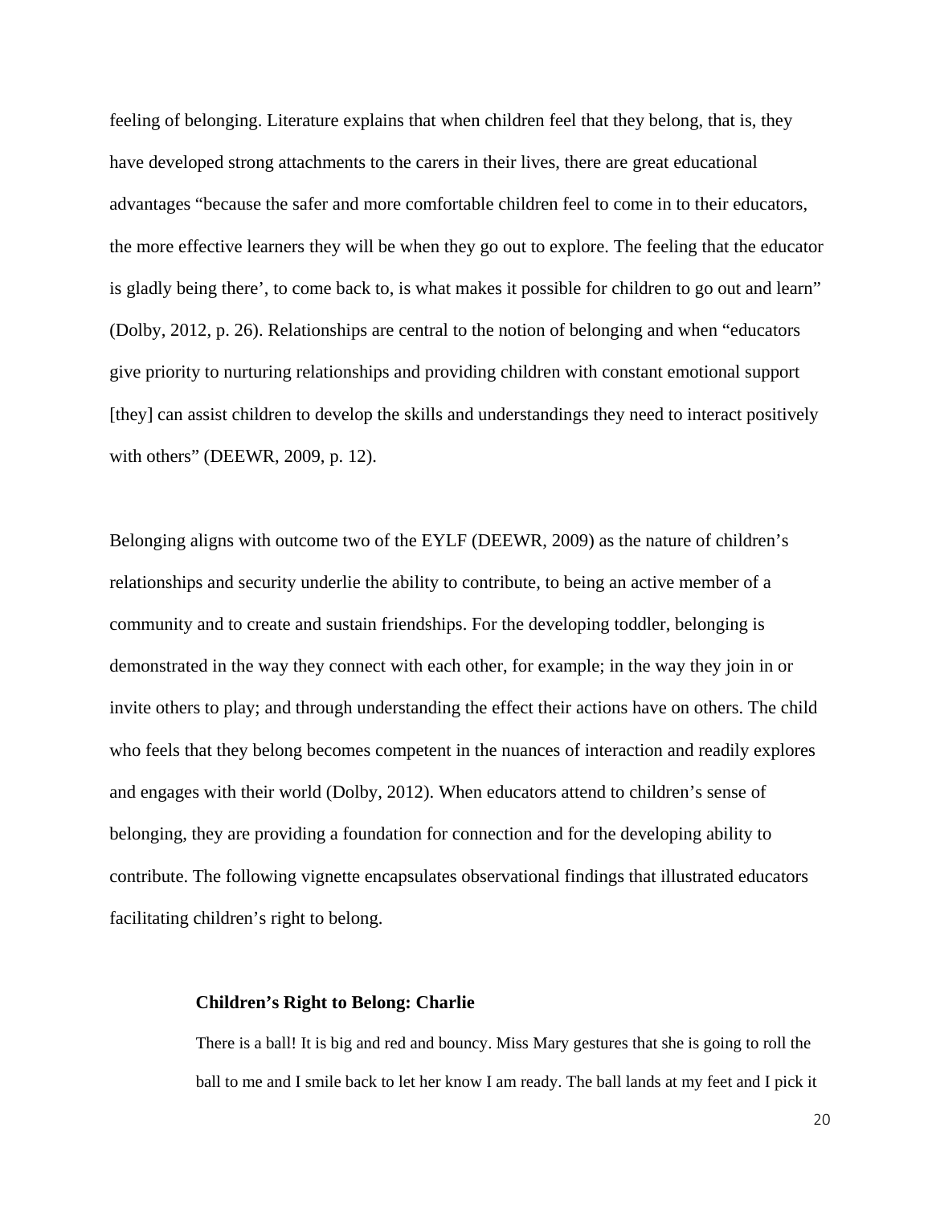feeling of belonging. Literature explains that when children feel that they belong, that is, they have developed strong attachments to the carers in their lives, there are great educational advantages "because the safer and more comfortable children feel to come in to their educators, the more effective learners they will be when they go out to explore. The feeling that the educator is gladly being there', to come back to, is what makes it possible for children to go out and learn" (Dolby, 2012, p. 26). Relationships are central to the notion of belonging and when "educators give priority to nurturing relationships and providing children with constant emotional support [they] can assist children to develop the skills and understandings they need to interact positively with others" (DEEWR, 2009, p. 12).

Belonging aligns with outcome two of the EYLF (DEEWR, 2009) as the nature of children's relationships and security underlie the ability to contribute, to being an active member of a community and to create and sustain friendships. For the developing toddler, belonging is demonstrated in the way they connect with each other, for example; in the way they join in or invite others to play; and through understanding the effect their actions have on others. The child who feels that they belong becomes competent in the nuances of interaction and readily explores and engages with their world (Dolby, 2012). When educators attend to children's sense of belonging, they are providing a foundation for connection and for the developing ability to contribute. The following vignette encapsulates observational findings that illustrated educators facilitating children's right to belong.

> **Children's Right to Belong: Charlie**
>
> There is a ball! It is big and red and bouncy. Miss Mary gestures that she is going to roll the ball to me and I smile back to let her know I am ready. The ball lands at my feet and I pick it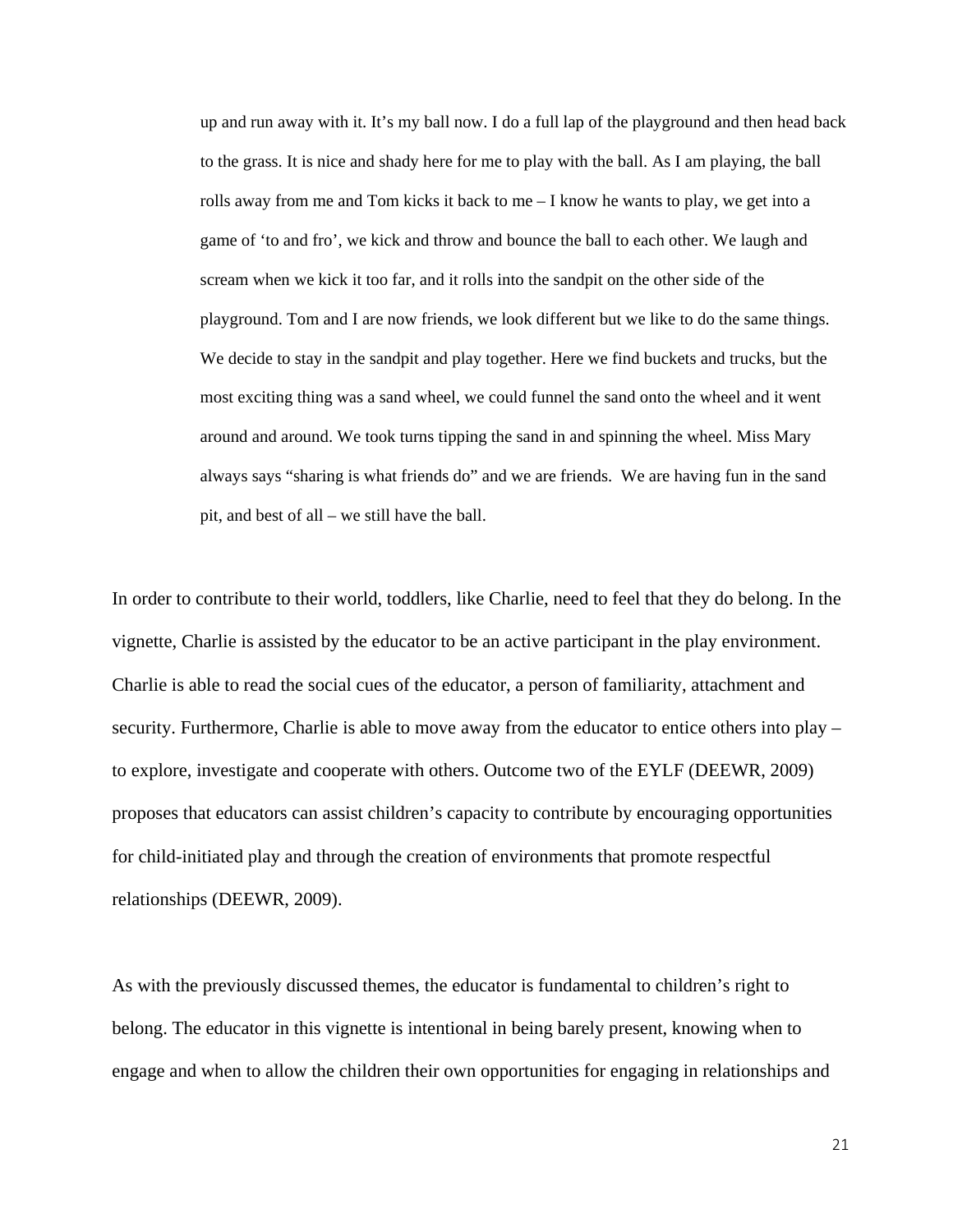> up and run away with it. It's my ball now. I do a full lap of the playground and then head back to the grass. It is nice and shady here for me to play with the ball. As I am playing, the ball rolls away from me and Tom kicks it back to me – I know he wants to play, we get into a game of 'to and fro', we kick and throw and bounce the ball to each other. We laugh and scream when we kick it too far, and it rolls into the sandpit on the other side of the playground. Tom and I are now friends, we look different but we like to do the same things. We decide to stay in the sandpit and play together. Here we find buckets and trucks, but the most exciting thing was a sand wheel, we could funnel the sand onto the wheel and it went around and around. We took turns tipping the sand in and spinning the wheel. Miss Mary always says "sharing is what friends do" and we are friends. We are having fun in the sand pit, and best of all – we still have the ball.

In order to contribute to their world, toddlers, like Charlie, need to feel that they do belong. In the vignette, Charlie is assisted by the educator to be an active participant in the play environment. Charlie is able to read the social cues of the educator, a person of familiarity, attachment and security. Furthermore, Charlie is able to move away from the educator to entice others into play – to explore, investigate and cooperate with others. Outcome two of the EYLF (DEEWR, 2009) proposes that educators can assist children's capacity to contribute by encouraging opportunities for child-initiated play and through the creation of environments that promote respectful relationships (DEEWR, 2009).

As with the previously discussed themes, the educator is fundamental to children's right to belong. The educator in this vignette is intentional in being barely present, knowing when to engage and when to allow the children their own opportunities for engaging in relationships and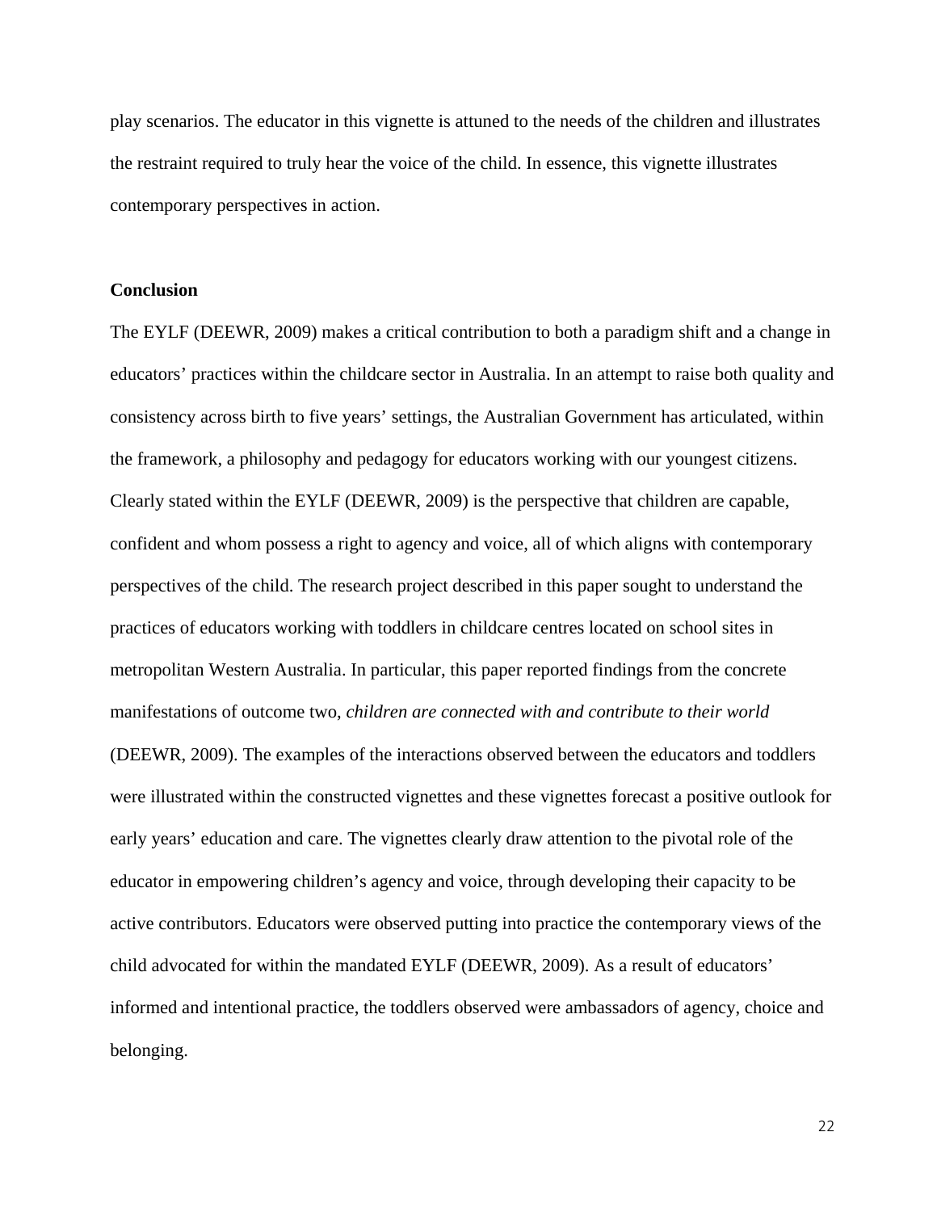play scenarios. The educator in this vignette is attuned to the needs of the children and illustrates the restraint required to truly hear the voice of the child. In essence, this vignette illustrates contemporary perspectives in action.

## Conclusion

The EYLF (DEEWR, 2009) makes a critical contribution to both a paradigm shift and a change in educators' practices within the childcare sector in Australia. In an attempt to raise both quality and consistency across birth to five years' settings, the Australian Government has articulated, within the framework, a philosophy and pedagogy for educators working with our youngest citizens. Clearly stated within the EYLF (DEEWR, 2009) is the perspective that children are capable, confident and whom possess a right to agency and voice, all of which aligns with contemporary perspectives of the child. The research project described in this paper sought to understand the practices of educators working with toddlers in childcare centres located on school sites in metropolitan Western Australia. In particular, this paper reported findings from the concrete manifestations of outcome two, *children are connected with and contribute to their world* (DEEWR, 2009). The examples of the interactions observed between the educators and toddlers were illustrated within the constructed vignettes and these vignettes forecast a positive outlook for early years' education and care. The vignettes clearly draw attention to the pivotal role of the educator in empowering children's agency and voice, through developing their capacity to be active contributors. Educators were observed putting into practice the contemporary views of the child advocated for within the mandated EYLF (DEEWR, 2009). As a result of educators' informed and intentional practice, the toddlers observed were ambassadors of agency, choice and belonging.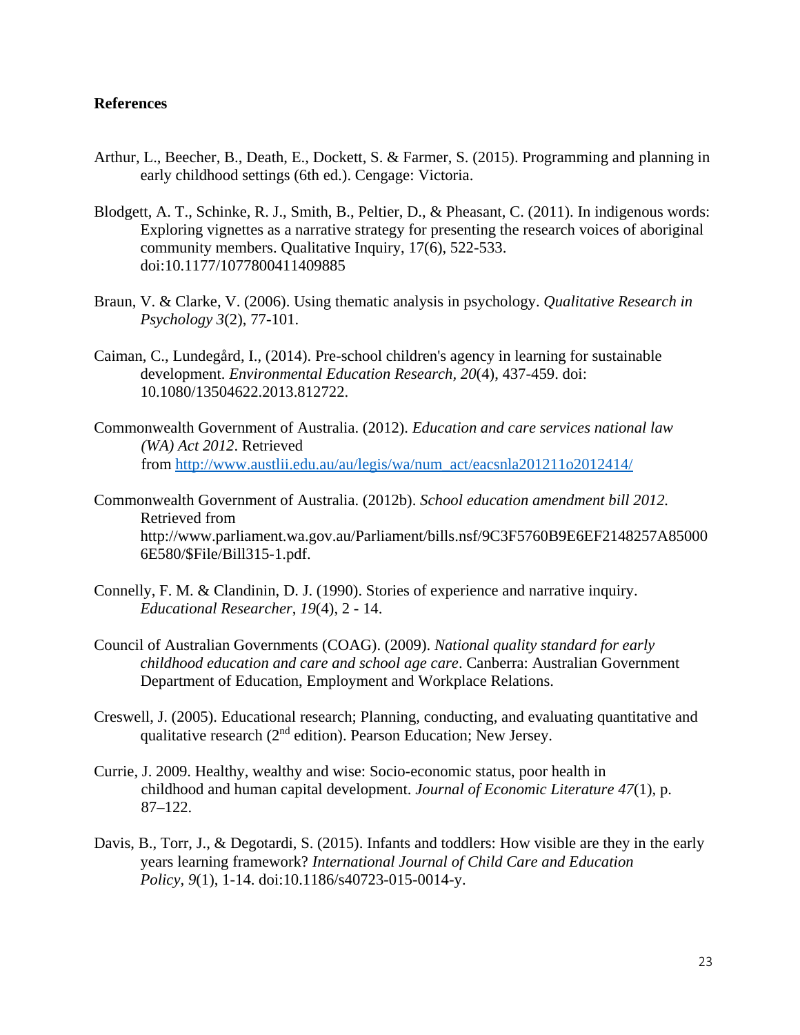**References**

Arthur, L., Beecher, B., Death, E., Dockett, S. & Farmer, S. (2015). Programming and planning in early childhood settings (6th ed.). Cengage: Victoria.

Blodgett, A. T., Schinke, R. J., Smith, B., Peltier, D., & Pheasant, C. (2011). In indigenous words: Exploring vignettes as a narrative strategy for presenting the research voices of aboriginal community members. Qualitative Inquiry, 17(6), 522-533. doi:10.1177/1077800411409885

Braun, V. & Clarke, V. (2006). Using thematic analysis in psychology. *Qualitative Research in Psychology 3*(2), 77-101.

Caiman, C., Lundegård, I., (2014). Pre-school children's agency in learning for sustainable development. *Environmental Education Research, 20*(4), 437-459. doi: 10.1080/13504622.2013.812722.

Commonwealth Government of Australia. (2012). *Education and care services national law (WA) Act 2012*. Retrieved from http://www.austlii.edu.au/au/legis/wa/num_act/eacsnla201211o2012414/

Commonwealth Government of Australia. (2012b). *School education amendment bill 2012.* Retrieved from http://www.parliament.wa.gov.au/Parliament/bills.nsf/9C3F5760B9E6EF2148257A850006E580/$File/Bill315-1.pdf.

Connelly, F. M. & Clandinin, D. J. (1990). Stories of experience and narrative inquiry. *Educational Researcher*, *19*(4), 2 - 14.

Council of Australian Governments (COAG). (2009). *National quality standard for early childhood education and care and school age care*. Canberra: Australian Government Department of Education, Employment and Workplace Relations.

Creswell, J. (2005). Educational research; Planning, conducting, and evaluating quantitative and qualitative research (2nd edition). Pearson Education; New Jersey.

Currie, J. 2009. Healthy, wealthy and wise: Socio-economic status, poor health in childhood and human capital development. *Journal of Economic Literature 47*(1), p. 87–122.

Davis, B., Torr, J., & Degotardi, S. (2015). Infants and toddlers: How visible are they in the early years learning framework? *International Journal of Child Care and Education Policy, 9*(1), 1-14. doi:10.1186/s40723-015-0014-y.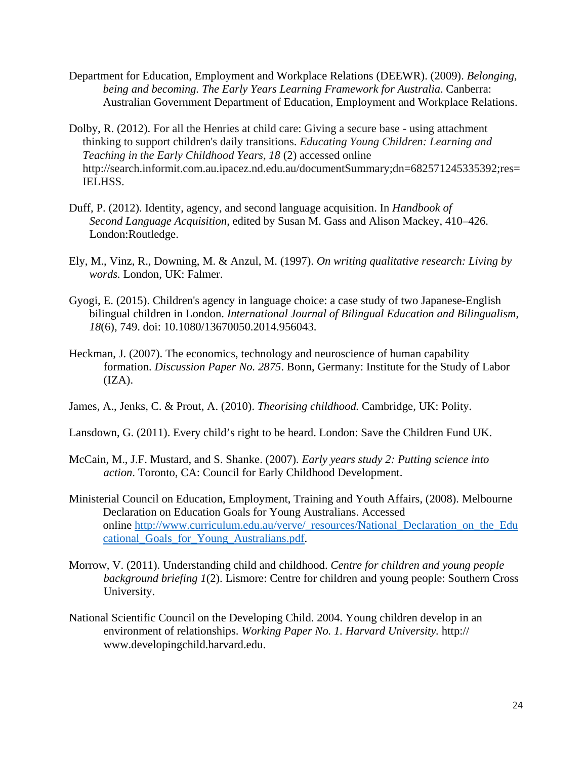Department for Education, Employment and Workplace Relations (DEEWR). (2009). *Belonging, being and becoming. The Early Years Learning Framework for Australia*. Canberra: Australian Government Department of Education, Employment and Workplace Relations.

Dolby, R. (2012). For all the Henries at child care: Giving a secure base - using attachment thinking to support children's daily transitions. *Educating Young Children: Learning and Teaching in the Early Childhood Years, 18* (2) accessed online http://search.informit.com.au.ipacez.nd.edu.au/documentSummary;dn=682571245335392;res=IELHSS.

Duff, P. (2012). Identity, agency, and second language acquisition. In *Handbook of Second Language Acquisition*, edited by Susan M. Gass and Alison Mackey, 410–426. London:Routledge.

Ely, M., Vinz, R., Downing, M. & Anzul, M. (1997). *On writing qualitative research: Living by words.* London, UK: Falmer.

Gyogi, E. (2015). Children's agency in language choice: a case study of two Japanese-English bilingual children in London. *International Journal of Bilingual Education and Bilingualism, 18*(6), 749. doi: 10.1080/13670050.2014.956043.

Heckman, J. (2007). The economics, technology and neuroscience of human capability formation. *Discussion Paper No. 2875*. Bonn, Germany: Institute for the Study of Labor (IZA).

James, A., Jenks, C. & Prout, A. (2010). *Theorising childhood.* Cambridge, UK: Polity.

Lansdown, G. (2011). Every child's right to be heard. London: Save the Children Fund UK.

McCain, M., J.F. Mustard, and S. Shanke. (2007). *Early years study 2: Putting science into action.* Toronto, CA: Council for Early Childhood Development.

Ministerial Council on Education, Employment, Training and Youth Affairs, (2008). Melbourne Declaration on Education Goals for Young Australians. Accessed online [http://www.curriculum.edu.au/verve/_resources/National_Declaration_on_the_Educational_Goals_for_Young_Australians.pdf](http://www.curriculum.edu.au/verve/_resources/National_Declaration_on_the_Educational_Goals_for_Young_Australians.pdf).

Morrow, V. (2011). Understanding child and childhood. *Centre for children and young people background briefing 1*(2). Lismore: Centre for children and young people: Southern Cross University.

National Scientific Council on the Developing Child. 2004. Young children develop in an environment of relationships. *Working Paper No. 1. Harvard University.* http://www.developingchild.harvard.edu.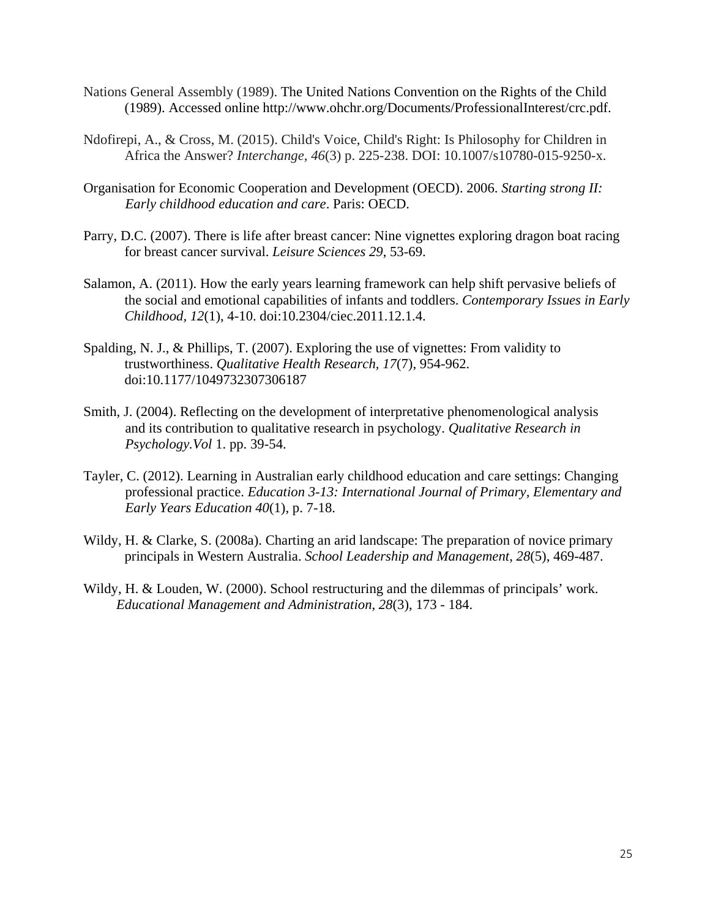Nations General Assembly (1989). The United Nations Convention on the Rights of the Child (1989). Accessed online http://www.ohchr.org/Documents/ProfessionalInterest/crc.pdf.

Ndofirepi, A., & Cross, M. (2015). Child's Voice, Child's Right: Is Philosophy for Children in Africa the Answer? *Interchange*, *46*(3) p. 225-238. DOI: 10.1007/s10780-015-9250-x.

Organisation for Economic Cooperation and Development (OECD). 2006. *Starting strong II: Early childhood education and care*. Paris: OECD.

Parry, D.C. (2007). There is life after breast cancer: Nine vignettes exploring dragon boat racing for breast cancer survival. *Leisure Sciences 29*, 53-69.

Salamon, A. (2011). How the early years learning framework can help shift pervasive beliefs of the social and emotional capabilities of infants and toddlers. *Contemporary Issues in Early Childhood, 12*(1), 4-10. doi:10.2304/ciec.2011.12.1.4.

Spalding, N. J., & Phillips, T. (2007). Exploring the use of vignettes: From validity to trustworthiness. *Qualitative Health Research, 17*(7), 954-962. doi:10.1177/1049732307306187

Smith, J. (2004). Reflecting on the development of interpretative phenomenological analysis and its contribution to qualitative research in psychology. *Qualitative Research in Psychology.Vol* 1. pp. 39-54.

Tayler, C. (2012). Learning in Australian early childhood education and care settings: Changing professional practice. *Education 3-13: International Journal of Primary, Elementary and Early Years Education 40*(1), p. 7-18.

Wildy, H. & Clarke, S. (2008a). Charting an arid landscape: The preparation of novice primary principals in Western Australia. *School Leadership and Management*, *28*(5), 469-487.

Wildy, H. & Louden, W. (2000). School restructuring and the dilemmas of principals' work. *Educational Management and Administration, 28*(3), 173 - 184.